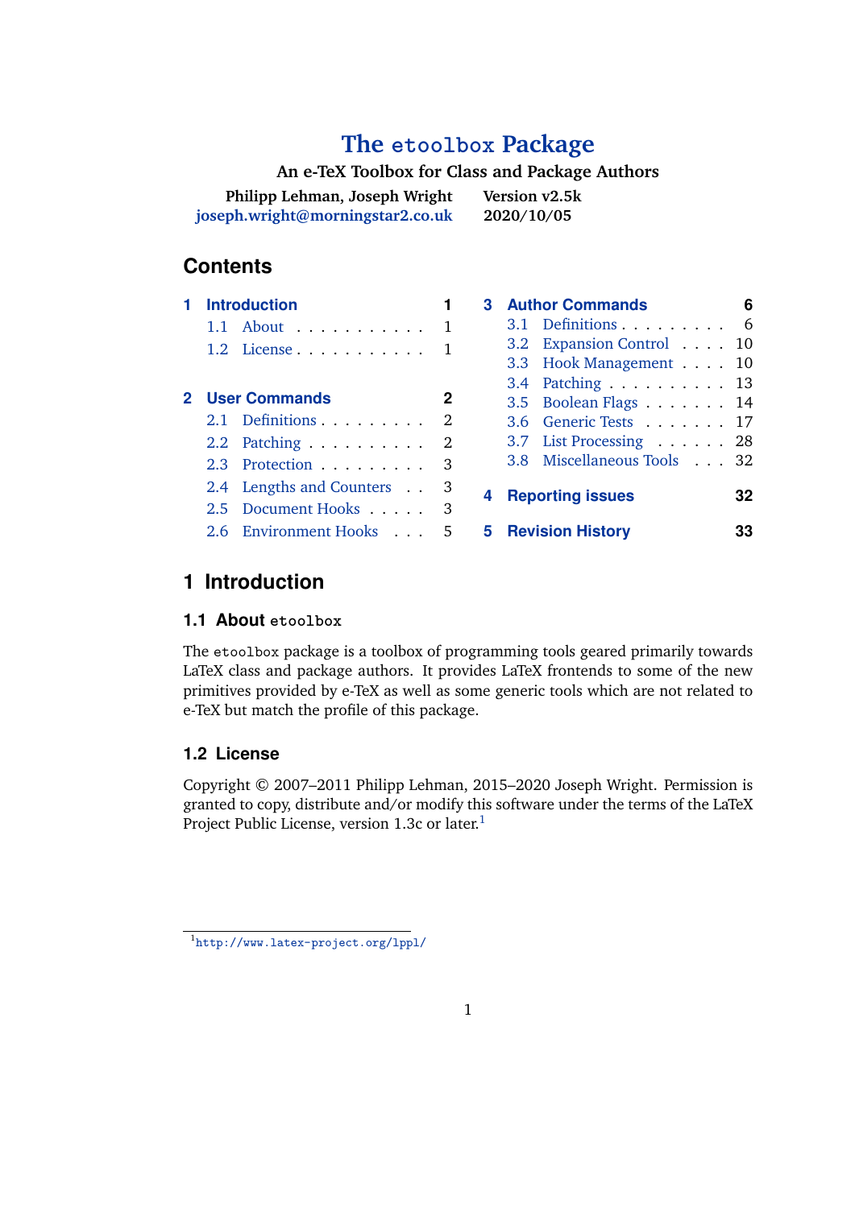# The `etoolbox` Package

**An e-TeX Toolbox for Class and Package Authors**

**Philipp Lehman, Joseph Wright**
**joseph.wright@morningstar2.co.uk**

**Version v2.5k**
**2020/10/05**

## Contents

- **1 Introduction** — 1
  - 1.1 About — 1
  - 1.2 License — 1
- **2 User Commands** — 2
  - 2.1 Definitions — 2
  - 2.2 Patching — 2
  - 2.3 Protection — 3
  - 2.4 Lengths and Counters — 3
  - 2.5 Document Hooks — 3
  - 2.6 Environment Hooks — 5
- **3 Author Commands** — 6
  - 3.1 Definitions — 6
  - 3.2 Expansion Control — 10
  - 3.3 Hook Management — 10
  - 3.4 Patching — 13
  - 3.5 Boolean Flags — 14
  - 3.6 Generic Tests — 17
  - 3.7 List Processing — 28
  - 3.8 Miscellaneous Tools — 32
- **4 Reporting issues** — 32
- **5 Revision History** — 33

## 1 Introduction

### 1.1 About `etoolbox`

The `etoolbox` package is a toolbox of programming tools geared primarily towards LaTeX class and package authors. It provides LaTeX frontends to some of the new primitives provided by e-TeX as well as some generic tools which are not related to e-TeX but match the profile of this package.

### 1.2 License

Copyright © 2007–2011 Philipp Lehman, 2015–2020 Joseph Wright. Permission is granted to copy, distribute and/or modify this software under the terms of the LaTeX Project Public License, version 1.3c or later.[1]

[1] http://www.latex-project.org/lppl/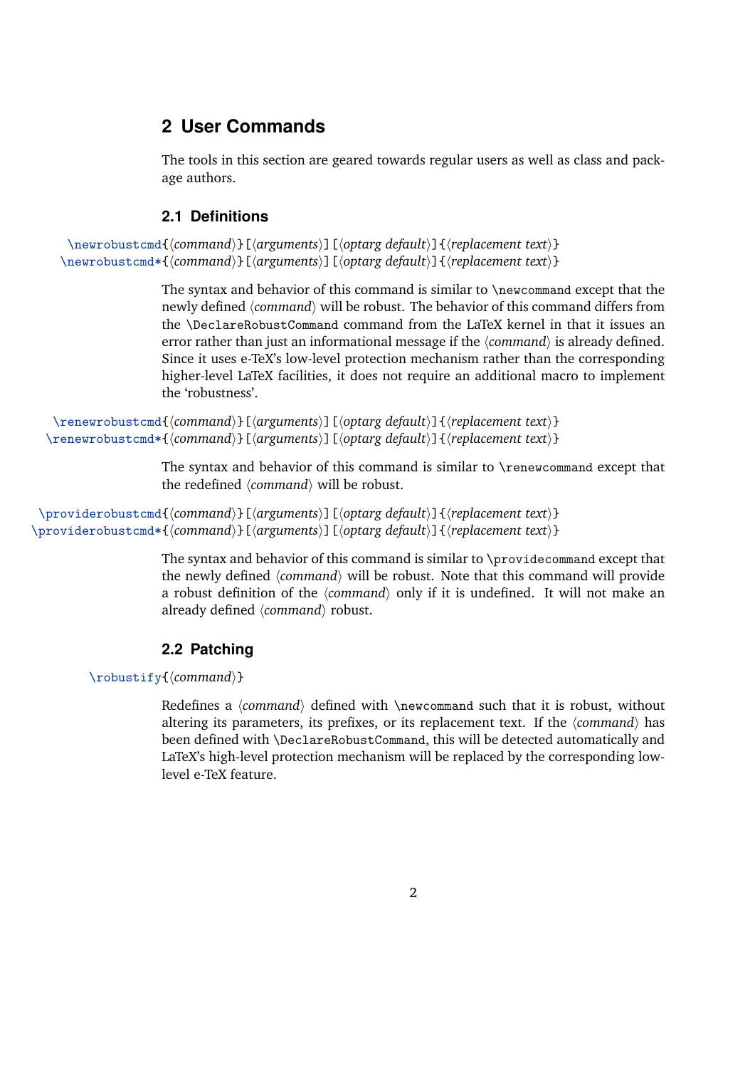## 2 User Commands

The tools in this section are geared towards regular users as well as class and package authors.

### 2.1 Definitions

\newrobustcmd{⟨command⟩}[⟨arguments⟩][⟨optarg default⟩]{⟨replacement text⟩}
\newrobustcmd*{⟨command⟩}[⟨arguments⟩][⟨optarg default⟩]{⟨replacement text⟩}

The syntax and behavior of this command is similar to `\newcommand` except that the newly defined ⟨*command*⟩ will be robust. The behavior of this command differs from the `\DeclareRobustCommand` command from the LaTeX kernel in that it issues an error rather than just an informational message if the ⟨*command*⟩ is already defined. Since it uses e-TeX's low-level protection mechanism rather than the corresponding higher-level LaTeX facilities, it does not require an additional macro to implement the 'robustness'.

\renewrobustcmd{⟨command⟩}[⟨arguments⟩][⟨optarg default⟩]{⟨replacement text⟩}
\renewrobustcmd*{⟨command⟩}[⟨arguments⟩][⟨optarg default⟩]{⟨replacement text⟩}

The syntax and behavior of this command is similar to `\renewcommand` except that the redefined ⟨*command*⟩ will be robust.

\providerobustcmd{⟨command⟩}[⟨arguments⟩][⟨optarg default⟩]{⟨replacement text⟩}
\providerobustcmd*{⟨command⟩}[⟨arguments⟩][⟨optarg default⟩]{⟨replacement text⟩}

The syntax and behavior of this command is similar to `\providecommand` except that the newly defined ⟨*command*⟩ will be robust. Note that this command will provide a robust definition of the ⟨*command*⟩ only if it is undefined. It will not make an already defined ⟨*command*⟩ robust.

### 2.2 Patching

\robustify{⟨command⟩}

Redefines a ⟨*command*⟩ defined with `\newcommand` such that it is robust, without altering its parameters, its prefixes, or its replacement text. If the ⟨*command*⟩ has been defined with `\DeclareRobustCommand`, this will be detected automatically and LaTeX's high-level protection mechanism will be replaced by the corresponding low-level e-TeX feature.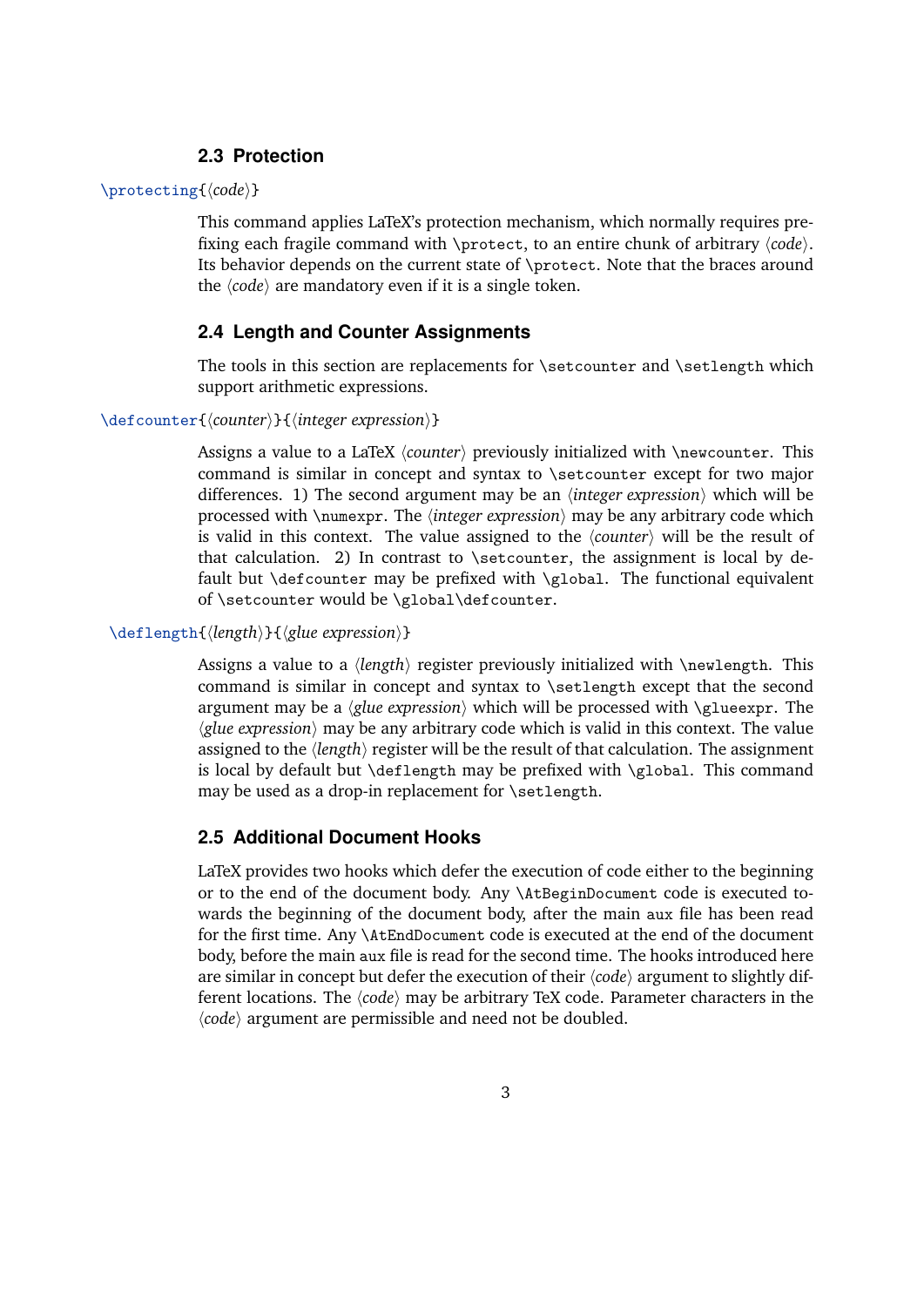### 2.3 Protection

`\protecting{⟨code⟩}`

This command applies LaTeX's protection mechanism, which normally requires prefixing each fragile command with `\protect`, to an entire chunk of arbitrary ⟨*code*⟩. Its behavior depends on the current state of `\protect`. Note that the braces around the ⟨*code*⟩ are mandatory even if it is a single token.

### 2.4 Length and Counter Assignments

The tools in this section are replacements for `\setcounter` and `\setlength` which support arithmetic expressions.

`\defcounter{⟨counter⟩}{⟨integer expression⟩}`

Assigns a value to a LaTeX ⟨*counter*⟩ previously initialized with `\newcounter`. This command is similar in concept and syntax to `\setcounter` except for two major differences. 1) The second argument may be an ⟨*integer expression*⟩ which will be processed with `\numexpr`. The ⟨*integer expression*⟩ may be any arbitrary code which is valid in this context. The value assigned to the ⟨*counter*⟩ will be the result of that calculation. 2) In contrast to `\setcounter`, the assignment is local by default but `\defcounter` may be prefixed with `\global`. The functional equivalent of `\setcounter` would be `\global\defcounter`.

`\deflength{⟨length⟩}{⟨glue expression⟩}`

Assigns a value to a ⟨*length*⟩ register previously initialized with `\newlength`. This command is similar in concept and syntax to `\setlength` except that the second argument may be a ⟨*glue expression*⟩ which will be processed with `\glueexpr`. The ⟨*glue expression*⟩ may be any arbitrary code which is valid in this context. The value assigned to the ⟨*length*⟩ register will be the result of that calculation. The assignment is local by default but `\deflength` may be prefixed with `\global`. This command may be used as a drop-in replacement for `\setlength`.

### 2.5 Additional Document Hooks

LaTeX provides two hooks which defer the execution of code either to the beginning or to the end of the document body. Any `\AtBeginDocument` code is executed towards the beginning of the document body, after the main `aux` file has been read for the first time. Any `\AtEndDocument` code is executed at the end of the document body, before the main `aux` file is read for the second time. The hooks introduced here are similar in concept but defer the execution of their ⟨*code*⟩ argument to slightly different locations. The ⟨*code*⟩ may be arbitrary TeX code. Parameter characters in the ⟨*code*⟩ argument are permissible and need not be doubled.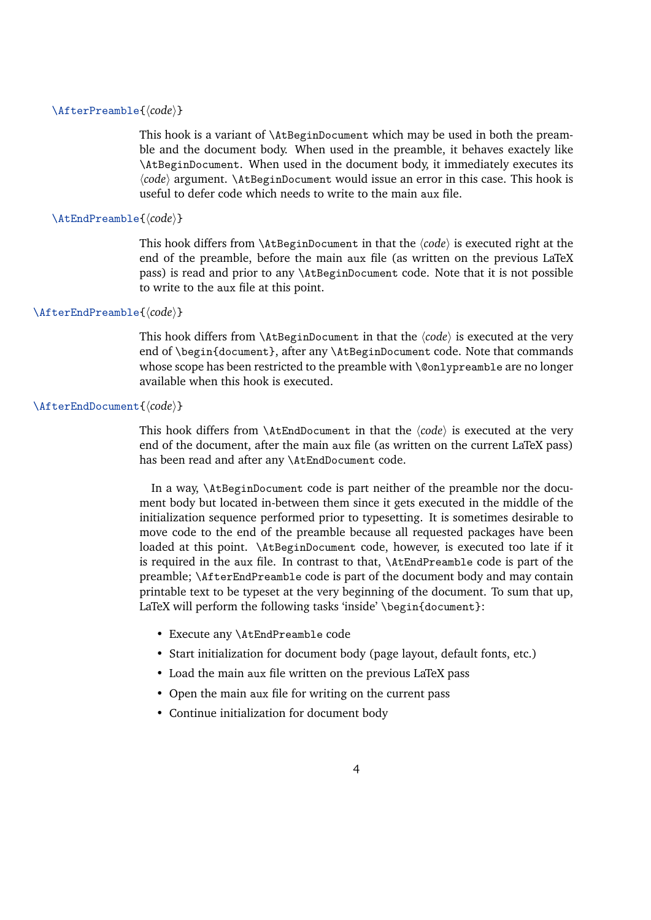`\AfterPreamble{⟨code⟩}`

This hook is a variant of `\AtBeginDocument` which may be used in both the preamble and the document body. When used in the preamble, it behaves exactly like `\AtBeginDocument`. When used in the document body, it immediately executes its ⟨*code*⟩ argument. `\AtBeginDocument` would issue an error in this case. This hook is useful to defer code which needs to write to the main `aux` file.

`\AtEndPreamble{⟨code⟩}`

This hook differs from `\AtBeginDocument` in that the ⟨*code*⟩ is executed right at the end of the preamble, before the main `aux` file (as written on the previous LaTeX pass) is read and prior to any `\AtBeginDocument` code. Note that it is not possible to write to the `aux` file at this point.

`\AfterEndPreamble{⟨code⟩}`

This hook differs from `\AtBeginDocument` in that the ⟨*code*⟩ is executed at the very end of `\begin{document}`, after any `\AtBeginDocument` code. Note that commands whose scope has been restricted to the preamble with `\@onlypreamble` are no longer available when this hook is executed.

`\AfterEndDocument{⟨code⟩}`

This hook differs from `\AtEndDocument` in that the ⟨*code*⟩ is executed at the very end of the document, after the main `aux` file (as written on the current LaTeX pass) has been read and after any `\AtEndDocument` code.

In a way, `\AtBeginDocument` code is part neither of the preamble nor the document body but located in-between them since it gets executed in the middle of the initialization sequence performed prior to typesetting. It is sometimes desirable to move code to the end of the preamble because all requested packages have been loaded at this point. `\AtBeginDocument` code, however, is executed too late if it is required in the `aux` file. In contrast to that, `\AtEndPreamble` code is part of the preamble; `\AfterEndPreamble` code is part of the document body and may contain printable text to be typeset at the very beginning of the document. To sum that up, LaTeX will perform the following tasks 'inside' `\begin{document}`:

- Execute any `\AtEndPreamble` code
- Start initialization for document body (page layout, default fonts, etc.)
- Load the main `aux` file written on the previous LaTeX pass
- Open the main `aux` file for writing on the current pass
- Continue initialization for document body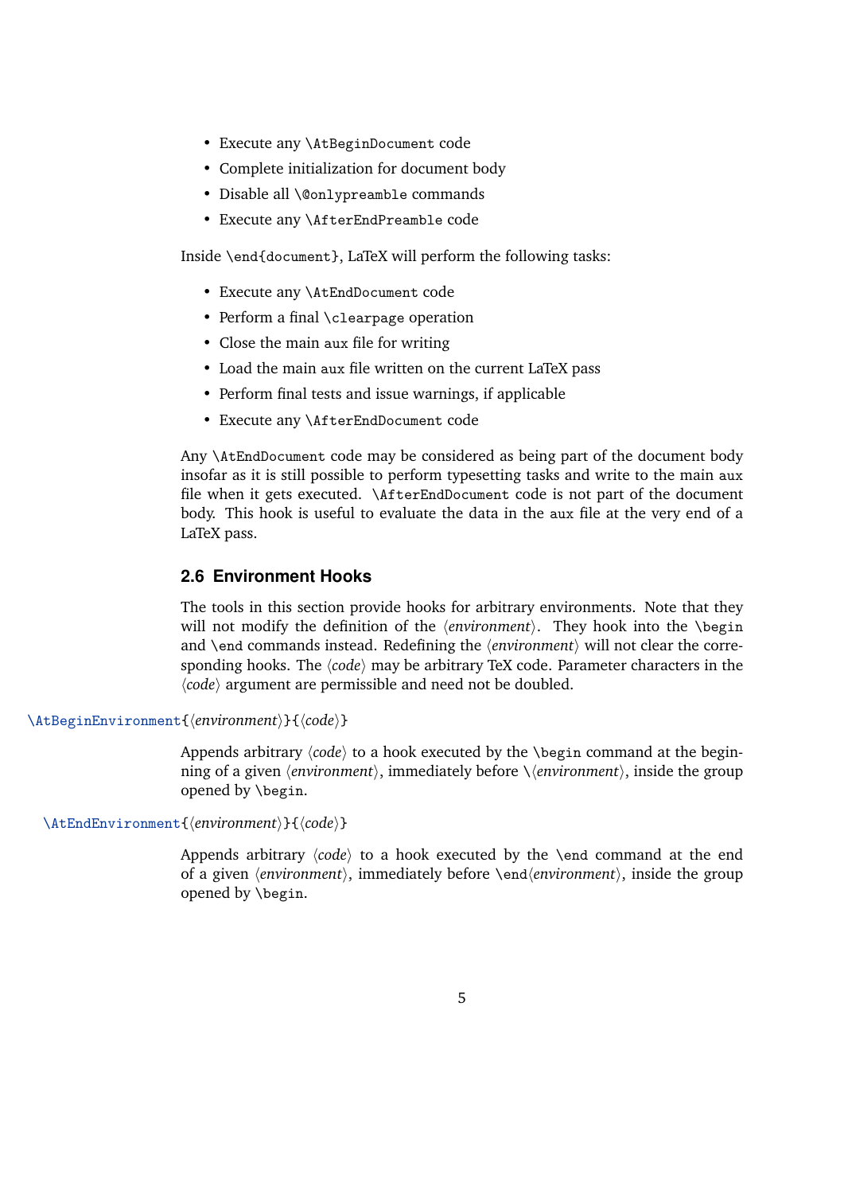- Execute any `\AtBeginDocument` code
- Complete initialization for document body
- Disable all `\@onlypreamble` commands
- Execute any `\AfterEndPreamble` code

Inside `\end{document}`, LaTeX will perform the following tasks:

- Execute any `\AtEndDocument` code
- Perform a final `\clearpage` operation
- Close the main `aux` file for writing
- Load the main `aux` file written on the current LaTeX pass
- Perform final tests and issue warnings, if applicable
- Execute any `\AfterEndDocument` code

Any `\AtEndDocument` code may be considered as being part of the document body insofar as it is still possible to perform typesetting tasks and write to the main `aux` file when it gets executed. `\AfterEndDocument` code is not part of the document body. This hook is useful to evaluate the data in the `aux` file at the very end of a LaTeX pass.

### 2.6 Environment Hooks

The tools in this section provide hooks for arbitrary environments. Note that they will not modify the definition of the ⟨*environment*⟩. They hook into the `\begin` and `\end` commands instead. Redefining the ⟨*environment*⟩ will not clear the corresponding hooks. The ⟨*code*⟩ may be arbitrary TeX code. Parameter characters in the ⟨*code*⟩ argument are permissible and need not be doubled.

`\AtBeginEnvironment{`⟨*environment*⟩`}{`⟨*code*⟩`}`

Appends arbitrary ⟨*code*⟩ to a hook executed by the `\begin` command at the beginning of a given ⟨*environment*⟩, immediately before `\`⟨*environment*⟩, inside the group opened by `\begin`.

`\AtEndEnvironment{`⟨*environment*⟩`}{`⟨*code*⟩`}`

Appends arbitrary ⟨*code*⟩ to a hook executed by the `\end` command at the end of a given ⟨*environment*⟩, immediately before `\end`⟨*environment*⟩, inside the group opened by `\begin`.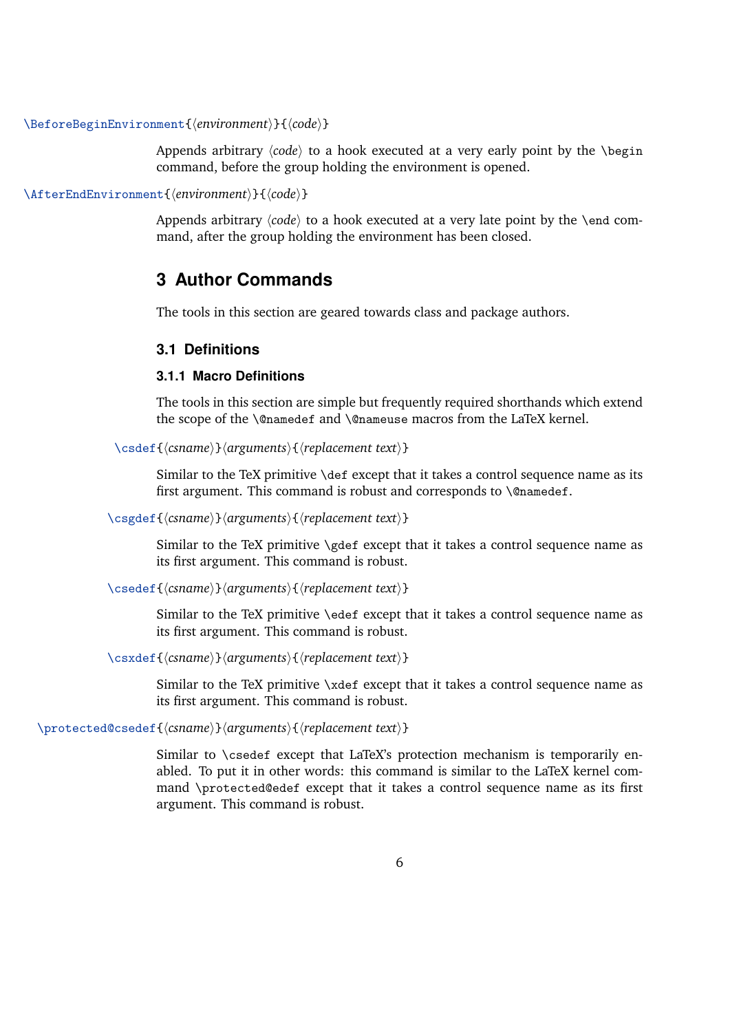`\BeforeBeginEnvironment{⟨environment⟩}{⟨code⟩}`

Appends arbitrary ⟨*code*⟩ to a hook executed at a very early point by the `\begin` command, before the group holding the environment is opened.

`\AfterEndEnvironment{⟨environment⟩}{⟨code⟩}`

Appends arbitrary ⟨*code*⟩ to a hook executed at a very late point by the `\end` command, after the group holding the environment has been closed.

## 3 Author Commands

The tools in this section are geared towards class and package authors.

### 3.1 Definitions

#### 3.1.1 Macro Definitions

The tools in this section are simple but frequently required shorthands which extend the scope of the `\@namedef` and `\@nameuse` macros from the LaTeX kernel.

`\csdef{⟨csname⟩}⟨arguments⟩{⟨replacement text⟩}`

Similar to the TeX primitive `\def` except that it takes a control sequence name as its first argument. This command is robust and corresponds to `\@namedef`.

`\csgdef{⟨csname⟩}⟨arguments⟩{⟨replacement text⟩}`

Similar to the TeX primitive `\gdef` except that it takes a control sequence name as its first argument. This command is robust.

`\csedef{⟨csname⟩}⟨arguments⟩{⟨replacement text⟩}`

Similar to the TeX primitive `\edef` except that it takes a control sequence name as its first argument. This command is robust.

`\csxdef{⟨csname⟩}⟨arguments⟩{⟨replacement text⟩}`

Similar to the TeX primitive `\xdef` except that it takes a control sequence name as its first argument. This command is robust.

`\protected@csedef{⟨csname⟩}⟨arguments⟩{⟨replacement text⟩}`

Similar to `\csedef` except that LaTeX's protection mechanism is temporarily enabled. To put it in other words: this command is similar to the LaTeX kernel command `\protected@edef` except that it takes a control sequence name as its first argument. This command is robust.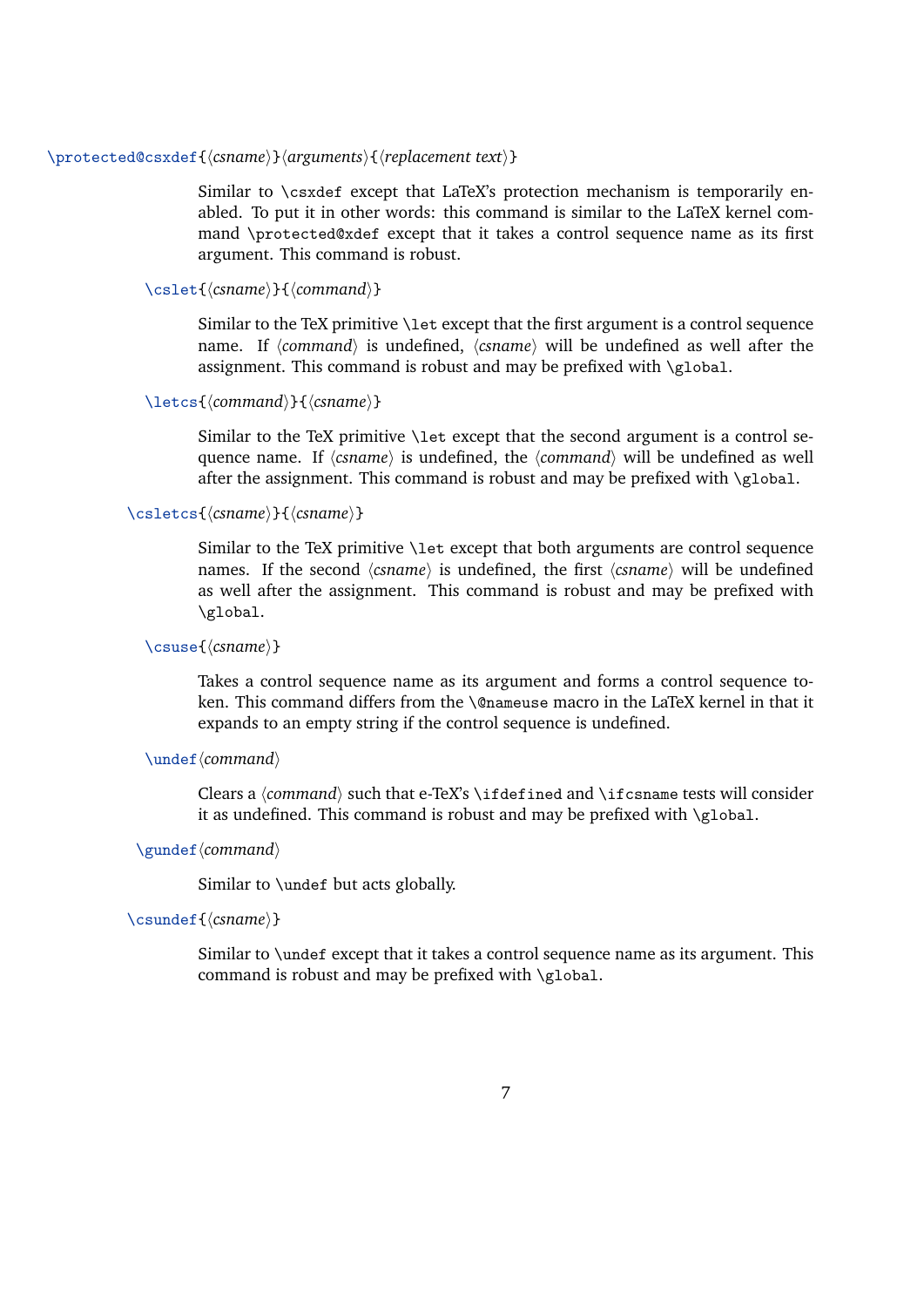`\protected@csxdef{⟨csname⟩}⟨arguments⟩{⟨replacement text⟩}`

Similar to `\csxdef` except that LaTeX's protection mechanism is temporarily enabled. To put it in other words: this command is similar to the LaTeX kernel command `\protected@xdef` except that it takes a control sequence name as its first argument. This command is robust.

`\cslet{⟨csname⟩}{⟨command⟩}`

Similar to the TeX primitive `\let` except that the first argument is a control sequence name. If ⟨*command*⟩ is undefined, ⟨*csname*⟩ will be undefined as well after the assignment. This command is robust and may be prefixed with `\global`.

`\letcs{⟨command⟩}{⟨csname⟩}`

Similar to the TeX primitive `\let` except that the second argument is a control sequence name. If ⟨*csname*⟩ is undefined, the ⟨*command*⟩ will be undefined as well after the assignment. This command is robust and may be prefixed with `\global`.

`\csletcs{⟨csname⟩}{⟨csname⟩}`

Similar to the TeX primitive `\let` except that both arguments are control sequence names. If the second ⟨*csname*⟩ is undefined, the first ⟨*csname*⟩ will be undefined as well after the assignment. This command is robust and may be prefixed with `\global`.

`\csuse{⟨csname⟩}`

Takes a control sequence name as its argument and forms a control sequence token. This command differs from the `\@nameuse` macro in the LaTeX kernel in that it expands to an empty string if the control sequence is undefined.

`\undef⟨command⟩`

Clears a ⟨*command*⟩ such that e-TeX's `\ifdefined` and `\ifcsname` tests will consider it as undefined. This command is robust and may be prefixed with `\global`.

`\gundef⟨command⟩`

Similar to `\undef` but acts globally.

`\csundef{⟨csname⟩}`

Similar to `\undef` except that it takes a control sequence name as its argument. This command is robust and may be prefixed with `\global`.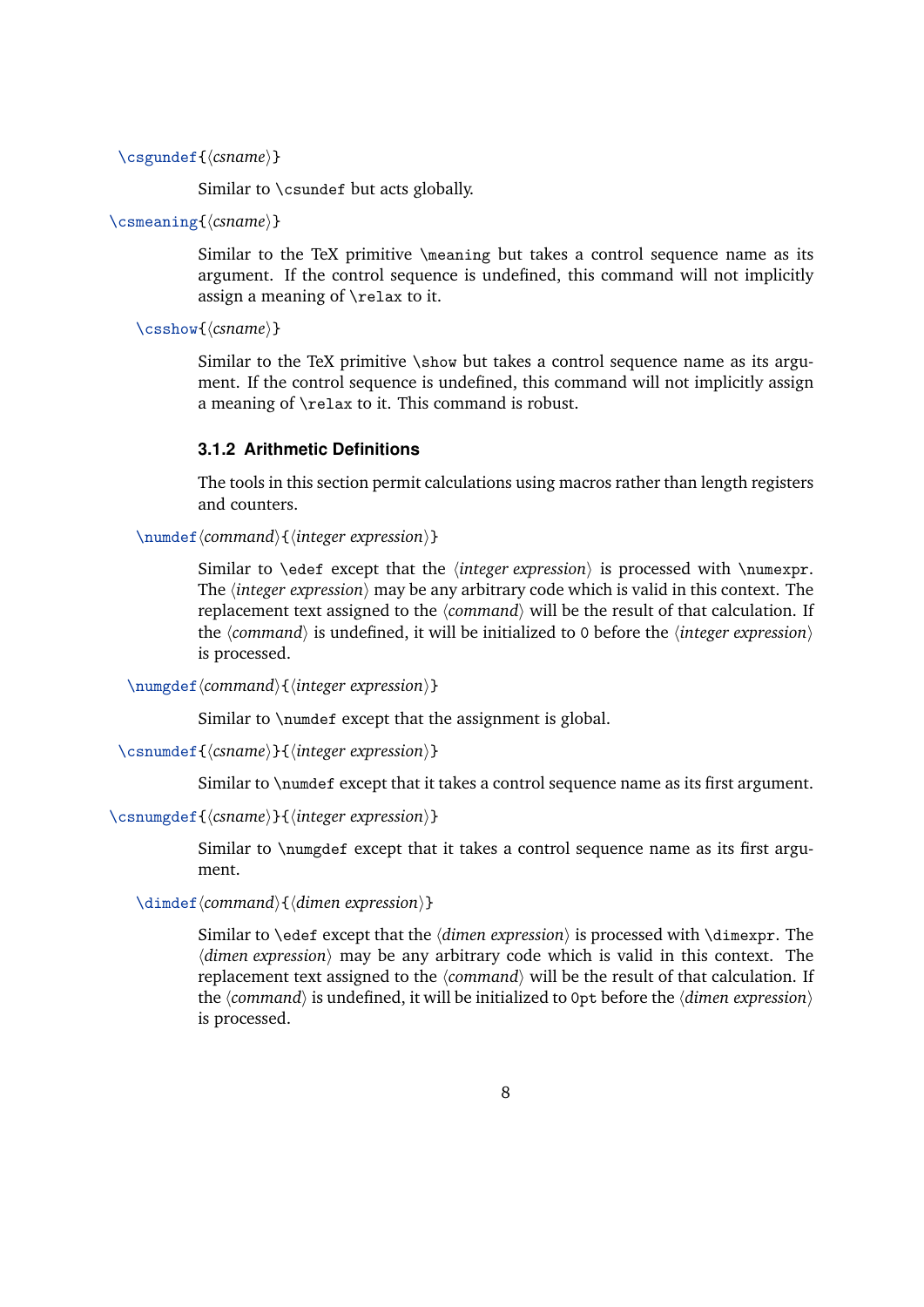`\csgundef{⟨csname⟩}`

Similar to `\csundef` but acts globally.

`\csmeaning{⟨csname⟩}`

Similar to the TeX primitive `\meaning` but takes a control sequence name as its argument. If the control sequence is undefined, this command will not implicitly assign a meaning of `\relax` to it.

`\csshow{⟨csname⟩}`

Similar to the TeX primitive `\show` but takes a control sequence name as its argument. If the control sequence is undefined, this command will not implicitly assign a meaning of `\relax` to it. This command is robust.

### 3.1.2 Arithmetic Definitions

The tools in this section permit calculations using macros rather than length registers and counters.

`\numdef⟨command⟩{⟨integer expression⟩}`

Similar to `\edef` except that the ⟨*integer expression*⟩ is processed with `\numexpr`. The ⟨*integer expression*⟩ may be any arbitrary code which is valid in this context. The replacement text assigned to the ⟨*command*⟩ will be the result of that calculation. If the ⟨*command*⟩ is undefined, it will be initialized to `0` before the ⟨*integer expression*⟩ is processed.

`\numgdef⟨command⟩{⟨integer expression⟩}`

Similar to `\numdef` except that the assignment is global.

`\csnumdef{⟨csname⟩}{⟨integer expression⟩}`

Similar to `\numdef` except that it takes a control sequence name as its first argument.

`\csnumgdef{⟨csname⟩}{⟨integer expression⟩}`

Similar to `\numgdef` except that it takes a control sequence name as its first argument.

`\dimdef⟨command⟩{⟨dimen expression⟩}`

Similar to `\edef` except that the ⟨*dimen expression*⟩ is processed with `\dimexpr`. The ⟨*dimen expression*⟩ may be any arbitrary code which is valid in this context. The replacement text assigned to the ⟨*command*⟩ will be the result of that calculation. If the ⟨*command*⟩ is undefined, it will be initialized to `0pt` before the ⟨*dimen expression*⟩ is processed.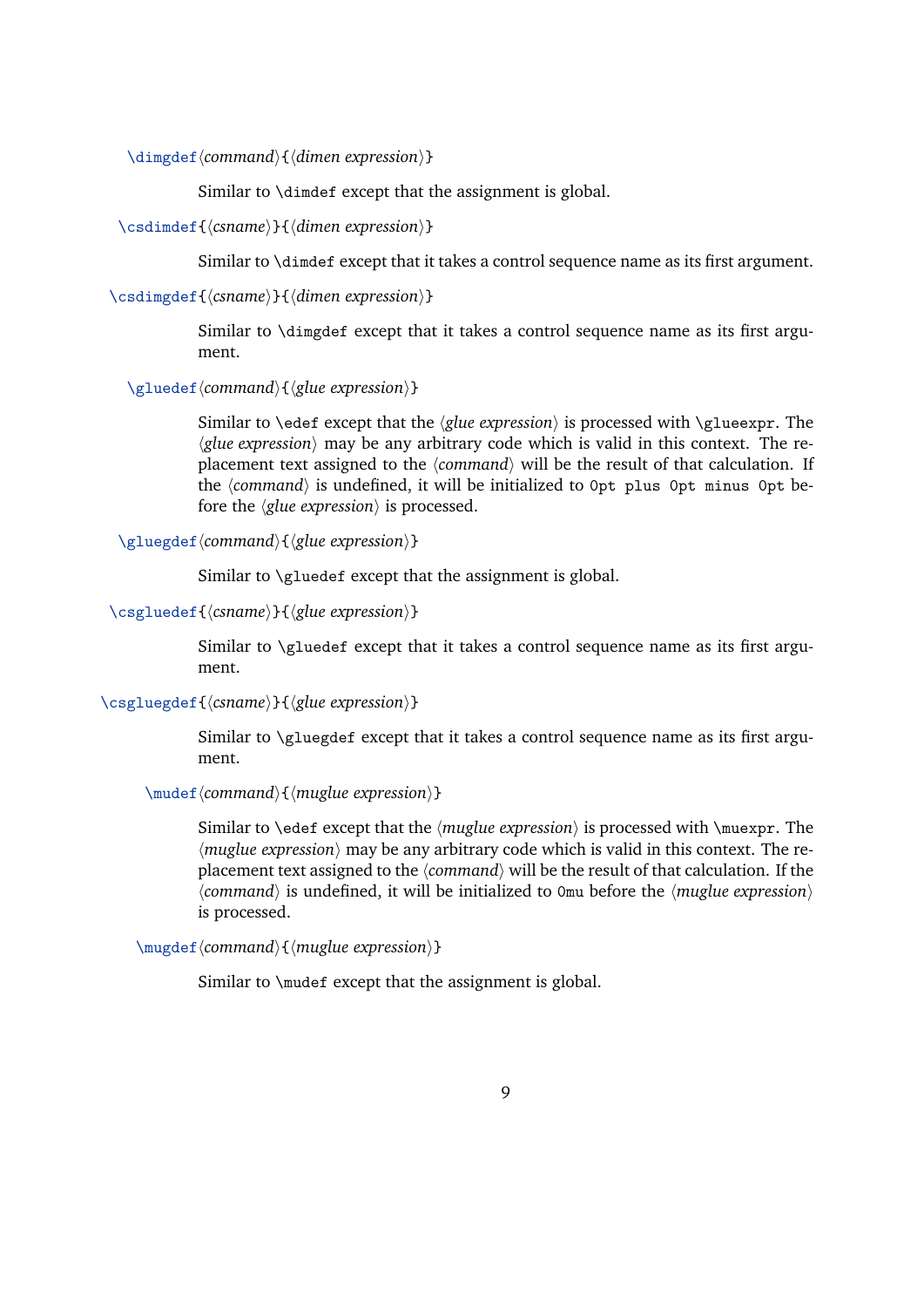`\dimgdef`⟨*command*⟩{⟨*dimen expression*⟩}

Similar to `\dimdef` except that the assignment is global.

`\csdimdef`{⟨*csname*⟩}{⟨*dimen expression*⟩}

Similar to `\dimdef` except that it takes a control sequence name as its first argument.

`\csdimgdef`{⟨*csname*⟩}{⟨*dimen expression*⟩}

Similar to `\dimgdef` except that it takes a control sequence name as its first argument.

`\gluedef`⟨*command*⟩{⟨*glue expression*⟩}

Similar to `\edef` except that the ⟨*glue expression*⟩ is processed with `\glueexpr`. The ⟨*glue expression*⟩ may be any arbitrary code which is valid in this context. The replacement text assigned to the ⟨*command*⟩ will be the result of that calculation. If the ⟨*command*⟩ is undefined, it will be initialized to `0pt plus 0pt minus 0pt` before the ⟨*glue expression*⟩ is processed.

`\gluegdef`⟨*command*⟩{⟨*glue expression*⟩}

Similar to `\gluedef` except that the assignment is global.

`\csgluedef`{⟨*csname*⟩}{⟨*glue expression*⟩}

Similar to `\gluedef` except that it takes a control sequence name as its first argument.

`\csgluegdef`{⟨*csname*⟩}{⟨*glue expression*⟩}

Similar to `\gluegdef` except that it takes a control sequence name as its first argument.

`\mudef`⟨*command*⟩{⟨*muglue expression*⟩}

Similar to `\edef` except that the ⟨*muglue expression*⟩ is processed with `\muexpr`. The ⟨*muglue expression*⟩ may be any arbitrary code which is valid in this context. The replacement text assigned to the ⟨*command*⟩ will be the result of that calculation. If the ⟨*command*⟩ is undefined, it will be initialized to `0mu` before the ⟨*muglue expression*⟩ is processed.

`\mugdef`⟨*command*⟩{⟨*muglue expression*⟩}

Similar to `\mudef` except that the assignment is global.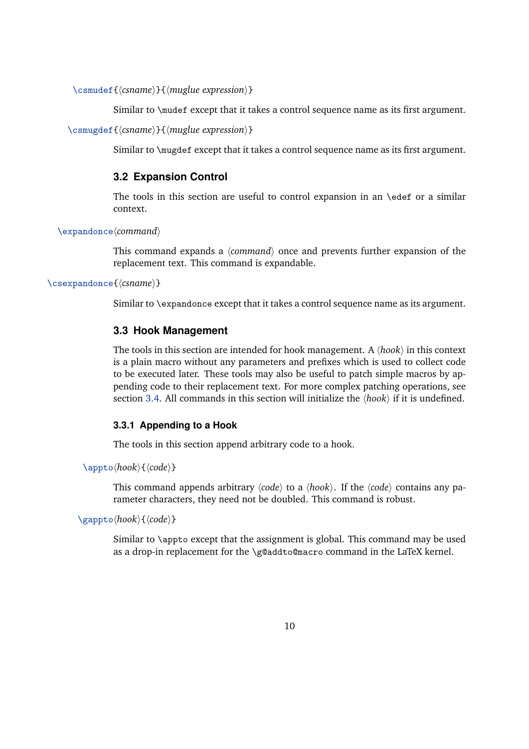`\csmudef{⟨csname⟩}{⟨muglue expression⟩}`

Similar to `\mudef` except that it takes a control sequence name as its first argument.

`\csmugdef{⟨csname⟩}{⟨muglue expression⟩}`

Similar to `\mugdef` except that it takes a control sequence name as its first argument.

## 3.2 Expansion Control

The tools in this section are useful to control expansion in an `\edef` or a similar context.

`\expandonce⟨command⟩`

This command expands a ⟨*command*⟩ once and prevents further expansion of the replacement text. This command is expandable.

`\csexpandonce{⟨csname⟩}`

Similar to `\expandonce` except that it takes a control sequence name as its argument.

## 3.3 Hook Management

The tools in this section are intended for hook management. A ⟨*hook*⟩ in this context is a plain macro without any parameters and prefixes which is used to collect code to be executed later. These tools may also be useful to patch simple macros by appending code to their replacement text. For more complex patching operations, see section 3.4. All commands in this section will initialize the ⟨*hook*⟩ if it is undefined.

### 3.3.1 Appending to a Hook

The tools in this section append arbitrary code to a hook.

`\appto⟨hook⟩{⟨code⟩}`

This command appends arbitrary ⟨*code*⟩ to a ⟨*hook*⟩. If the ⟨*code*⟩ contains any parameter characters, they need not be doubled. This command is robust.

`\gappto⟨hook⟩{⟨code⟩}`

Similar to `\appto` except that the assignment is global. This command may be used as a drop-in replacement for the `\g@addto@macro` command in the LaTeX kernel.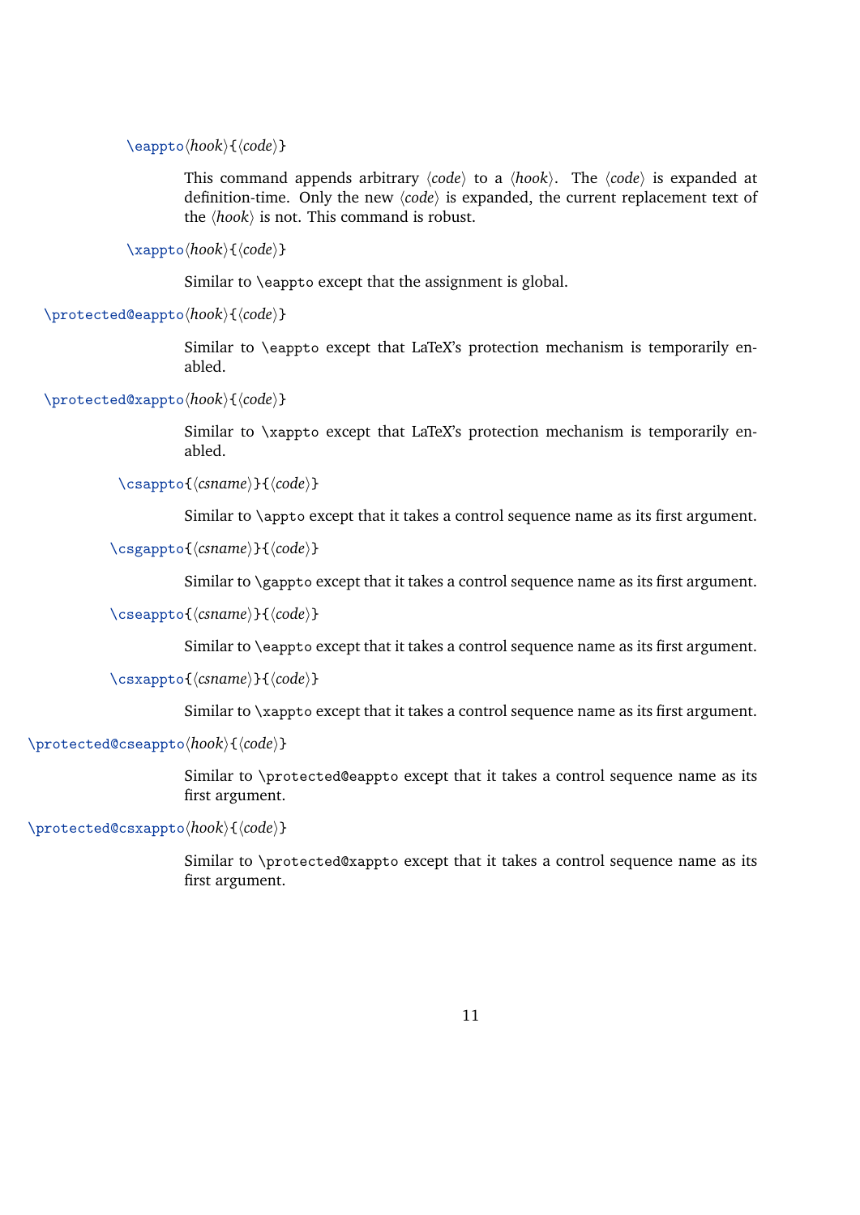`\eappto`⟨*hook*⟩{⟨*code*⟩}

This command appends arbitrary ⟨*code*⟩ to a ⟨*hook*⟩. The ⟨*code*⟩ is expanded at definition-time. Only the new ⟨*code*⟩ is expanded, the current replacement text of the ⟨*hook*⟩ is not. This command is robust.

`\xappto`⟨*hook*⟩{⟨*code*⟩}

Similar to `\eappto` except that the assignment is global.

`\protected@eappto`⟨*hook*⟩{⟨*code*⟩}

Similar to `\eappto` except that LaTeX's protection mechanism is temporarily enabled.

`\protected@xappto`⟨*hook*⟩{⟨*code*⟩}

Similar to `\xappto` except that LaTeX's protection mechanism is temporarily enabled.

`\csappto`{⟨*csname*⟩}{⟨*code*⟩}

Similar to `\appto` except that it takes a control sequence name as its first argument.

`\csgappto`{⟨*csname*⟩}{⟨*code*⟩}

Similar to `\gappto` except that it takes a control sequence name as its first argument.

`\cseappto`{⟨*csname*⟩}{⟨*code*⟩}

Similar to `\eappto` except that it takes a control sequence name as its first argument.

`\csxappto`{⟨*csname*⟩}{⟨*code*⟩}

Similar to `\xappto` except that it takes a control sequence name as its first argument.

`\protected@cseappto`⟨*hook*⟩{⟨*code*⟩}

Similar to `\protected@eappto` except that it takes a control sequence name as its first argument.

`\protected@csxappto`⟨*hook*⟩{⟨*code*⟩}

Similar to `\protected@xappto` except that it takes a control sequence name as its first argument.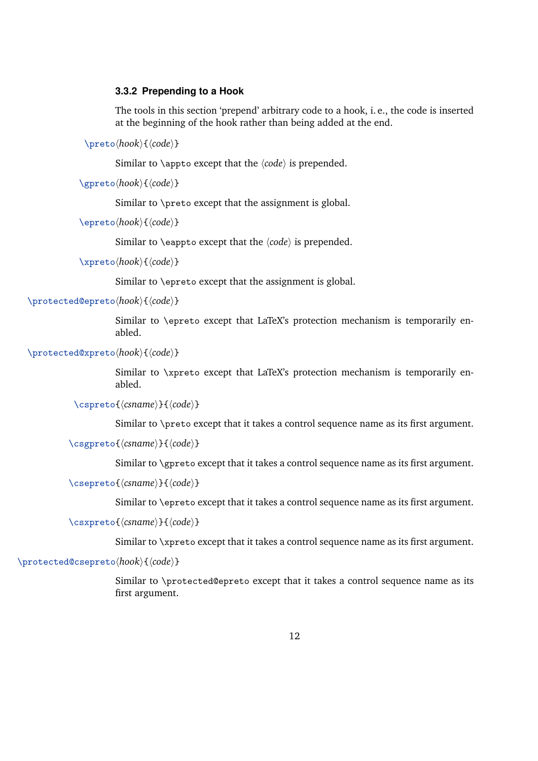### 3.3.2 Prepending to a Hook

The tools in this section 'prepend' arbitrary code to a hook, i. e., the code is inserted at the beginning of the hook rather than being added at the end.

`\preto⟨hook⟩{⟨code⟩}`

Similar to `\appto` except that the ⟨*code*⟩ is prepended.

`\gpreto⟨hook⟩{⟨code⟩}`

Similar to `\preto` except that the assignment is global.

`\epreto⟨hook⟩{⟨code⟩}`

Similar to `\eappto` except that the ⟨*code*⟩ is prepended.

`\xpreto⟨hook⟩{⟨code⟩}`

Similar to `\epreto` except that the assignment is global.

`\protected@epreto⟨hook⟩{⟨code⟩}`

Similar to `\epreto` except that LaTeX's protection mechanism is temporarily enabled.

`\protected@xpreto⟨hook⟩{⟨code⟩}`

Similar to `\xpreto` except that LaTeX's protection mechanism is temporarily enabled.

`\cspreto{⟨csname⟩}{⟨code⟩}`

Similar to `\preto` except that it takes a control sequence name as its first argument.

`\csgpreto{⟨csname⟩}{⟨code⟩}`

Similar to `\gpreto` except that it takes a control sequence name as its first argument.

`\csepreto{⟨csname⟩}{⟨code⟩}`

Similar to `\epreto` except that it takes a control sequence name as its first argument.

`\csxpreto{⟨csname⟩}{⟨code⟩}`

Similar to `\xpreto` except that it takes a control sequence name as its first argument.

`\protected@csepreto⟨hook⟩{⟨code⟩}`

Similar to `\protected@epreto` except that it takes a control sequence name as its first argument.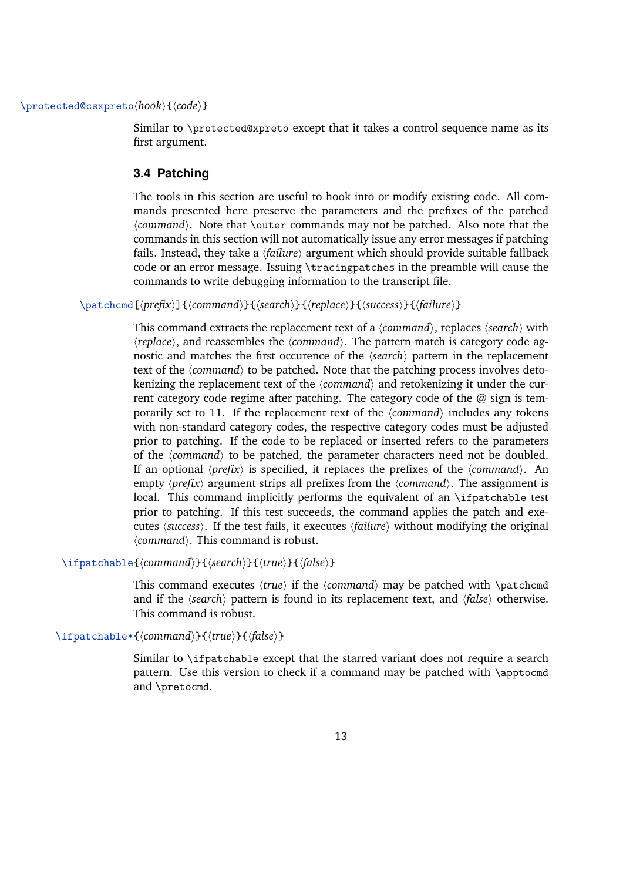`\protected@csxpreto⟨hook⟩{⟨code⟩}`

Similar to `\protected@xpreto` except that it takes a control sequence name as its first argument.

### 3.4 Patching

The tools in this section are useful to hook into or modify existing code. All commands presented here preserve the parameters and the prefixes of the patched ⟨*command*⟩. Note that `\outer` commands may not be patched. Also note that the commands in this section will not automatically issue any error messages if patching fails. Instead, they take a ⟨*failure*⟩ argument which should provide suitable fallback code or an error message. Issuing `\tracingpatches` in the preamble will cause the commands to write debugging information to the transcript file.

`\patchcmd[⟨prefix⟩]{⟨command⟩}{⟨search⟩}{⟨replace⟩}{⟨success⟩}{⟨failure⟩}`

This command extracts the replacement text of a ⟨*command*⟩, replaces ⟨*search*⟩ with ⟨*replace*⟩, and reassembles the ⟨*command*⟩. The pattern match is category code agnostic and matches the first occurence of the ⟨*search*⟩ pattern in the replacement text of the ⟨*command*⟩ to be patched. Note that the patching process involves detokenizing the replacement text of the ⟨*command*⟩ and retokenizing it under the current category code regime after patching. The category code of the @ sign is temporarily set to 11. If the replacement text of the ⟨*command*⟩ includes any tokens with non-standard category codes, the respective category codes must be adjusted prior to patching. If the code to be replaced or inserted refers to the parameters of the ⟨*command*⟩ to be patched, the parameter characters need not be doubled. If an optional ⟨*prefix*⟩ is specified, it replaces the prefixes of the ⟨*command*⟩. An empty ⟨*prefix*⟩ argument strips all prefixes from the ⟨*command*⟩. The assignment is local. This command implicitly performs the equivalent of an `\ifpatchable` test prior to patching. If this test succeeds, the command applies the patch and executes ⟨*success*⟩. If the test fails, it executes ⟨*failure*⟩ without modifying the original ⟨*command*⟩. This command is robust.

`\ifpatchable{⟨command⟩}{⟨search⟩}{⟨true⟩}{⟨false⟩}`

This command executes ⟨*true*⟩ if the ⟨*command*⟩ may be patched with `\patchcmd` and if the ⟨*search*⟩ pattern is found in its replacement text, and ⟨*false*⟩ otherwise. This command is robust.

`\ifpatchable*{⟨command⟩}{⟨true⟩}{⟨false⟩}`

Similar to `\ifpatchable` except that the starred variant does not require a search pattern. Use this version to check if a command may be patched with `\apptocmd` and `\pretocmd`.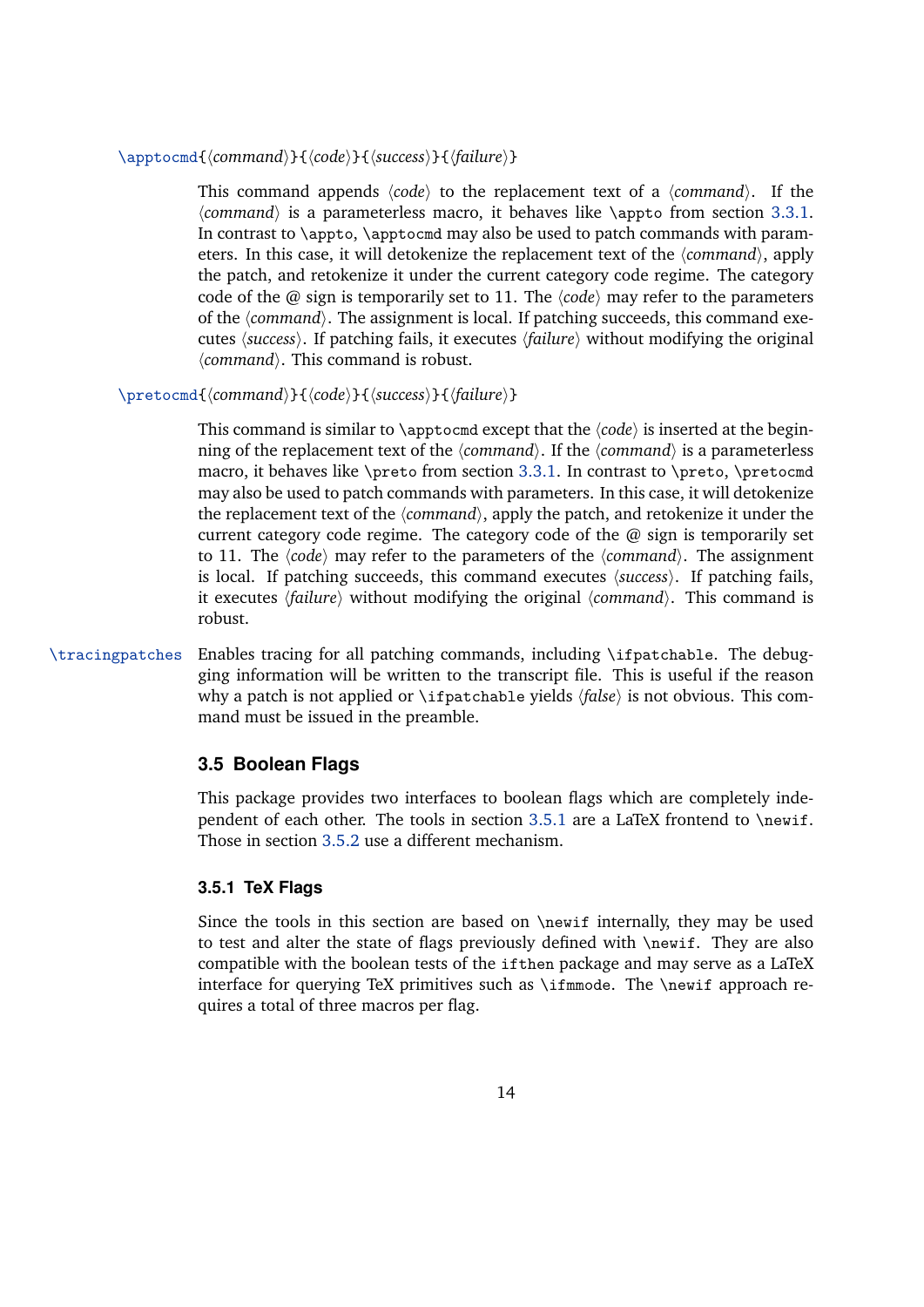`\apptocmd{⟨command⟩}{⟨code⟩}{⟨success⟩}{⟨failure⟩}`

This command appends ⟨*code*⟩ to the replacement text of a ⟨*command*⟩. If the ⟨*command*⟩ is a parameterless macro, it behaves like `\appto` from section 3.3.1. In contrast to `\appto`, `\apptocmd` may also be used to patch commands with parameters. In this case, it will detokenize the replacement text of the ⟨*command*⟩, apply the patch, and retokenize it under the current category code regime. The category code of the @ sign is temporarily set to 11. The ⟨*code*⟩ may refer to the parameters of the ⟨*command*⟩. The assignment is local. If patching succeeds, this command executes ⟨*success*⟩. If patching fails, it executes ⟨*failure*⟩ without modifying the original ⟨*command*⟩. This command is robust.

`\pretocmd{⟨command⟩}{⟨code⟩}{⟨success⟩}{⟨failure⟩}`

This command is similar to `\apptocmd` except that the ⟨*code*⟩ is inserted at the beginning of the replacement text of the ⟨*command*⟩. If the ⟨*command*⟩ is a parameterless macro, it behaves like `\preto` from section 3.3.1. In contrast to `\preto`, `\pretocmd` may also be used to patch commands with parameters. In this case, it will detokenize the replacement text of the ⟨*command*⟩, apply the patch, and retokenize it under the current category code regime. The category code of the @ sign is temporarily set to 11. The ⟨*code*⟩ may refer to the parameters of the ⟨*command*⟩. The assignment is local. If patching succeeds, this command executes ⟨*success*⟩. If patching fails, it executes ⟨*failure*⟩ without modifying the original ⟨*command*⟩. This command is robust.

`\tracingpatches` Enables tracing for all patching commands, including `\ifpatchable`. The debugging information will be written to the transcript file. This is useful if the reason why a patch is not applied or `\ifpatchable` yields ⟨*false*⟩ is not obvious. This command must be issued in the preamble.

## 3.5 Boolean Flags

This package provides two interfaces to boolean flags which are completely independent of each other. The tools in section 3.5.1 are a LaTeX frontend to `\newif`. Those in section 3.5.2 use a different mechanism.

### 3.5.1 TeX Flags

Since the tools in this section are based on `\newif` internally, they may be used to test and alter the state of flags previously defined with `\newif`. They are also compatible with the boolean tests of the `ifthen` package and may serve as a LaTeX interface for querying TeX primitives such as `\ifmmode`. The `\newif` approach requires a total of three macros per flag.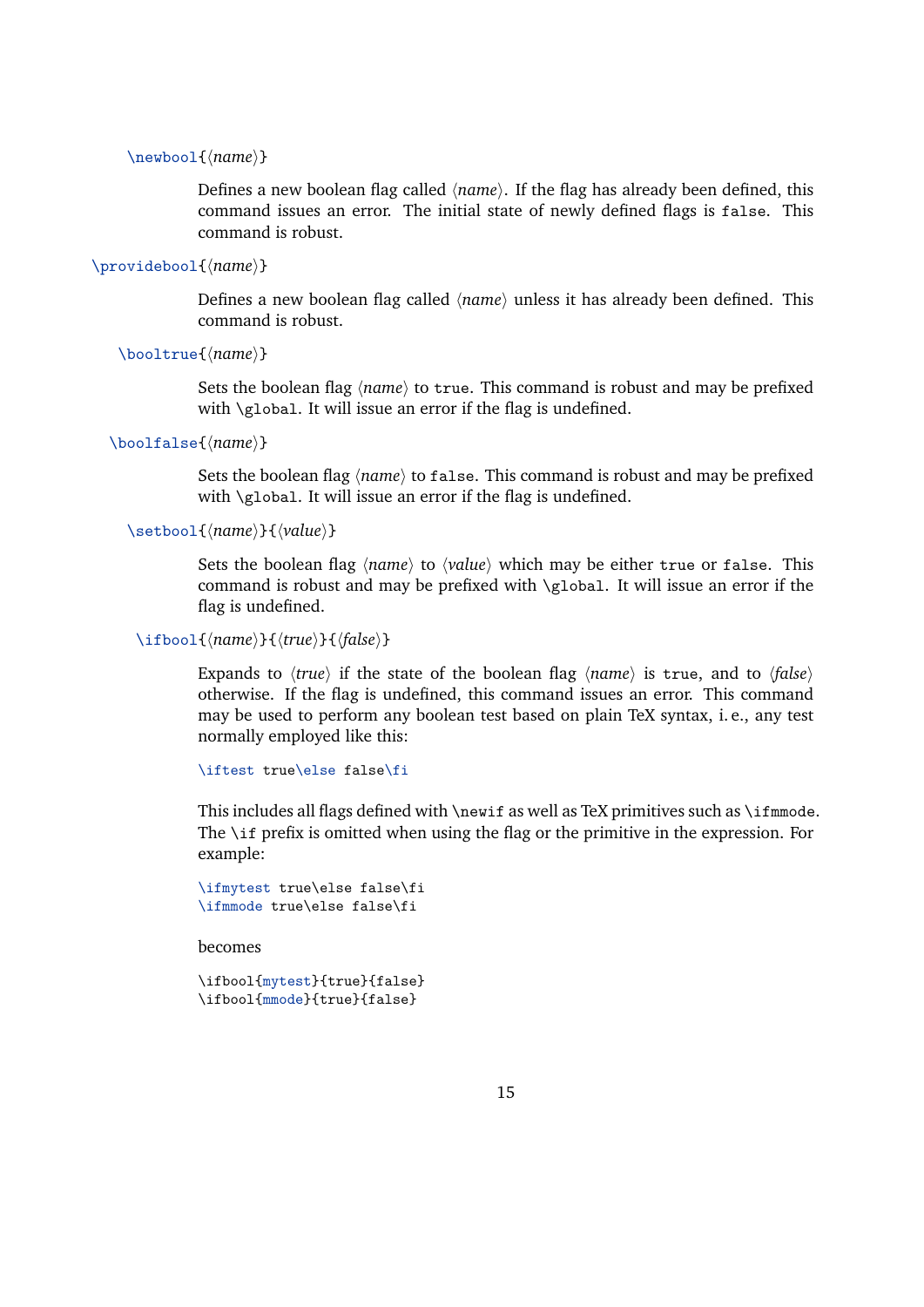`\newbool{⟨name⟩}`

Defines a new boolean flag called ⟨*name*⟩. If the flag has already been defined, this command issues an error. The initial state of newly defined flags is `false`. This command is robust.

`\providebool{⟨name⟩}`

Defines a new boolean flag called ⟨*name*⟩ unless it has already been defined. This command is robust.

`\booltrue{⟨name⟩}`

Sets the boolean flag ⟨*name*⟩ to `true`. This command is robust and may be prefixed with `\global`. It will issue an error if the flag is undefined.

`\boolfalse{⟨name⟩}`

Sets the boolean flag ⟨*name*⟩ to `false`. This command is robust and may be prefixed with `\global`. It will issue an error if the flag is undefined.

`\setbool{⟨name⟩}{⟨value⟩}`

Sets the boolean flag ⟨*name*⟩ to ⟨*value*⟩ which may be either `true` or `false`. This command is robust and may be prefixed with `\global`. It will issue an error if the flag is undefined.

`\ifbool{⟨name⟩}{⟨true⟩}{⟨false⟩}`

Expands to ⟨*true*⟩ if the state of the boolean flag ⟨*name*⟩ is `true`, and to ⟨*false*⟩ otherwise. If the flag is undefined, this command issues an error. This command may be used to perform any boolean test based on plain TeX syntax, i. e., any test normally employed like this:

```
\iftest true\else false\fi
```

This includes all flags defined with `\newif` as well as TeX primitives such as `\ifmmode`. The `\if` prefix is omitted when using the flag or the primitive in the expression. For example:

```
\ifmytest true\else false\fi
\ifmmode true\else false\fi
```

becomes

```
\ifbool{mytest}{true}{false}
\ifbool{mmode}{true}{false}
```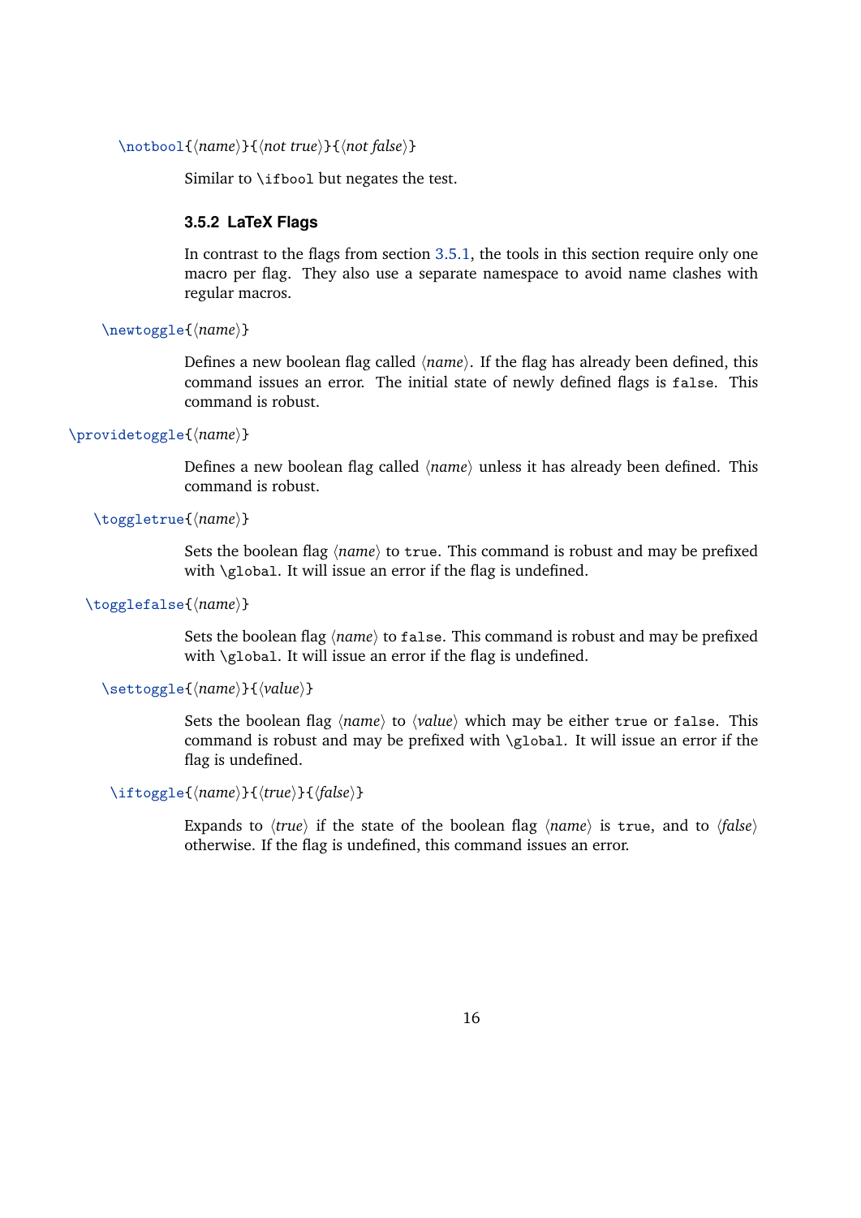`\notbool{⟨name⟩}{⟨not true⟩}{⟨not false⟩}`

Similar to `\ifbool` but negates the test.

### 3.5.2 LaTeX Flags

In contrast to the flags from section 3.5.1, the tools in this section require only one macro per flag. They also use a separate namespace to avoid name clashes with regular macros.

`\newtoggle{⟨name⟩}`

Defines a new boolean flag called ⟨*name*⟩. If the flag has already been defined, this command issues an error. The initial state of newly defined flags is `false`. This command is robust.

`\providetoggle{⟨name⟩}`

Defines a new boolean flag called ⟨*name*⟩ unless it has already been defined. This command is robust.

`\toggletrue{⟨name⟩}`

Sets the boolean flag ⟨*name*⟩ to `true`. This command is robust and may be prefixed with `\global`. It will issue an error if the flag is undefined.

`\togglefalse{⟨name⟩}`

Sets the boolean flag ⟨*name*⟩ to `false`. This command is robust and may be prefixed with `\global`. It will issue an error if the flag is undefined.

`\settoggle{⟨name⟩}{⟨value⟩}`

Sets the boolean flag ⟨*name*⟩ to ⟨*value*⟩ which may be either `true` or `false`. This command is robust and may be prefixed with `\global`. It will issue an error if the flag is undefined.

`\iftoggle{⟨name⟩}{⟨true⟩}{⟨false⟩}`

Expands to ⟨*true*⟩ if the state of the boolean flag ⟨*name*⟩ is `true`, and to ⟨*false*⟩ otherwise. If the flag is undefined, this command issues an error.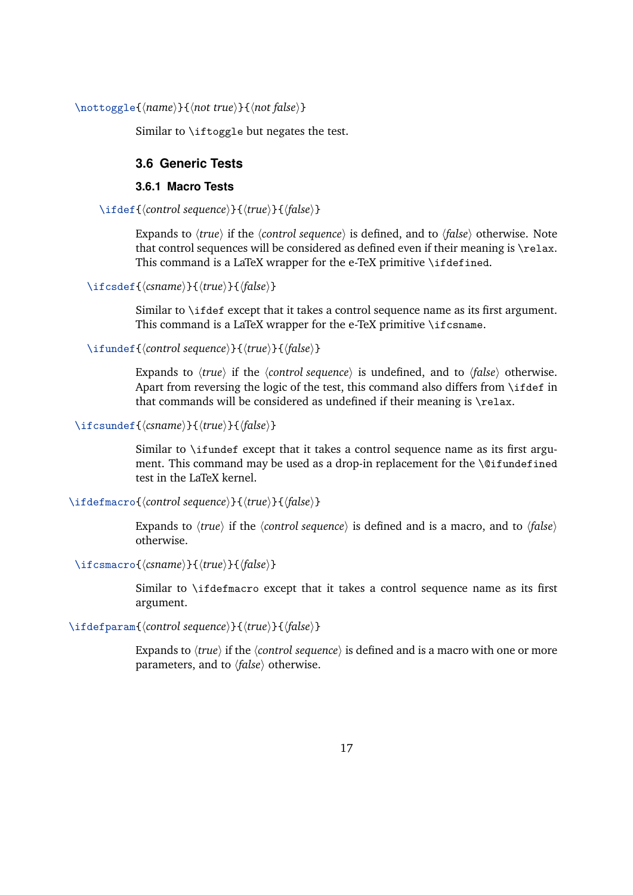`\nottoggle{⟨name⟩}{⟨not true⟩}{⟨not false⟩}`

Similar to `\iftoggle` but negates the test.

## 3.6 Generic Tests

### 3.6.1 Macro Tests

`\ifdef{⟨control sequence⟩}{⟨true⟩}{⟨false⟩}`

Expands to ⟨*true*⟩ if the ⟨*control sequence*⟩ is defined, and to ⟨*false*⟩ otherwise. Note that control sequences will be considered as defined even if their meaning is `\relax`. This command is a LaTeX wrapper for the e-TeX primitive `\ifdefined`.

`\ifcsdef{⟨csname⟩}{⟨true⟩}{⟨false⟩}`

Similar to `\ifdef` except that it takes a control sequence name as its first argument. This command is a LaTeX wrapper for the e-TeX primitive `\ifcsname`.

`\ifundef{⟨control sequence⟩}{⟨true⟩}{⟨false⟩}`

Expands to ⟨*true*⟩ if the ⟨*control sequence*⟩ is undefined, and to ⟨*false*⟩ otherwise. Apart from reversing the logic of the test, this command also differs from `\ifdef` in that commands will be considered as undefined if their meaning is `\relax`.

`\ifcsundef{⟨csname⟩}{⟨true⟩}{⟨false⟩}`

Similar to `\ifundef` except that it takes a control sequence name as its first argument. This command may be used as a drop-in replacement for the `\@ifundefined` test in the LaTeX kernel.

`\ifdefmacro{⟨control sequence⟩}{⟨true⟩}{⟨false⟩}`

Expands to ⟨*true*⟩ if the ⟨*control sequence*⟩ is defined and is a macro, and to ⟨*false*⟩ otherwise.

`\ifcsmacro{⟨csname⟩}{⟨true⟩}{⟨false⟩}`

Similar to `\ifdefmacro` except that it takes a control sequence name as its first argument.

`\ifdefparam{⟨control sequence⟩}{⟨true⟩}{⟨false⟩}`

Expands to ⟨*true*⟩ if the ⟨*control sequence*⟩ is defined and is a macro with one or more parameters, and to ⟨*false*⟩ otherwise.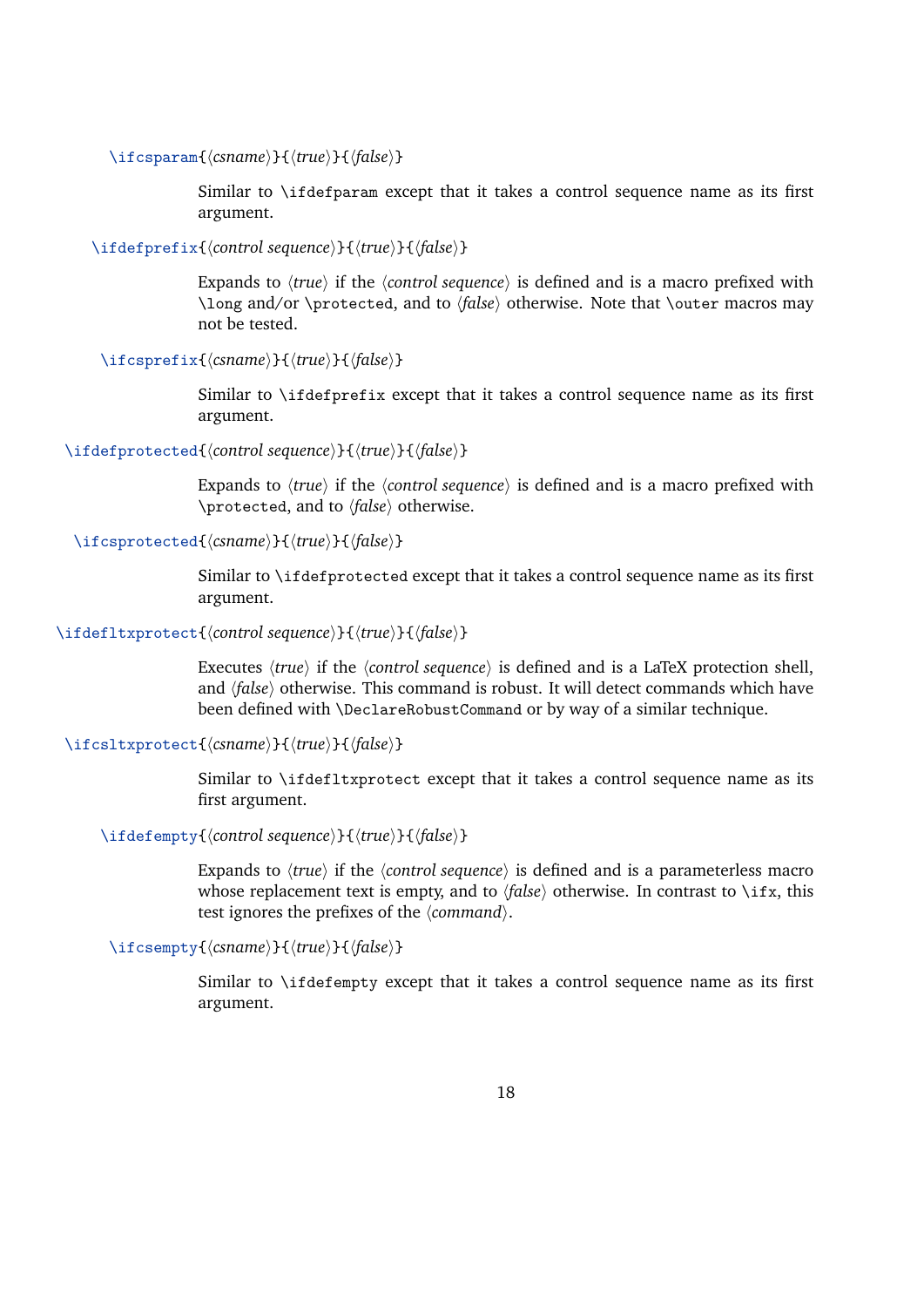`\ifcsparam{⟨csname⟩}{⟨true⟩}{⟨false⟩}`

Similar to `\ifdefparam` except that it takes a control sequence name as its first argument.

`\ifdefprefix{⟨control sequence⟩}{⟨true⟩}{⟨false⟩}`

Expands to ⟨*true*⟩ if the ⟨*control sequence*⟩ is defined and is a macro prefixed with `\long` and/or `\protected`, and to ⟨*false*⟩ otherwise. Note that `\outer` macros may not be tested.

`\ifcsprefix{⟨csname⟩}{⟨true⟩}{⟨false⟩}`

Similar to `\ifdefprefix` except that it takes a control sequence name as its first argument.

`\ifdefprotected{⟨control sequence⟩}{⟨true⟩}{⟨false⟩}`

Expands to ⟨*true*⟩ if the ⟨*control sequence*⟩ is defined and is a macro prefixed with `\protected`, and to ⟨*false*⟩ otherwise.

`\ifcsprotected{⟨csname⟩}{⟨true⟩}{⟨false⟩}`

Similar to `\ifdefprotected` except that it takes a control sequence name as its first argument.

`\ifdefltxprotect{⟨control sequence⟩}{⟨true⟩}{⟨false⟩}`

Executes ⟨*true*⟩ if the ⟨*control sequence*⟩ is defined and is a LaTeX protection shell, and ⟨*false*⟩ otherwise. This command is robust. It will detect commands which have been defined with `\DeclareRobustCommand` or by way of a similar technique.

`\ifcsltxprotect{⟨csname⟩}{⟨true⟩}{⟨false⟩}`

Similar to `\ifdefltxprotect` except that it takes a control sequence name as its first argument.

`\ifdefempty{⟨control sequence⟩}{⟨true⟩}{⟨false⟩}`

Expands to ⟨*true*⟩ if the ⟨*control sequence*⟩ is defined and is a parameterless macro whose replacement text is empty, and to ⟨*false*⟩ otherwise. In contrast to `\ifx`, this test ignores the prefixes of the ⟨*command*⟩.

`\ifcsempty{⟨csname⟩}{⟨true⟩}{⟨false⟩}`

Similar to `\ifdefempty` except that it takes a control sequence name as its first argument.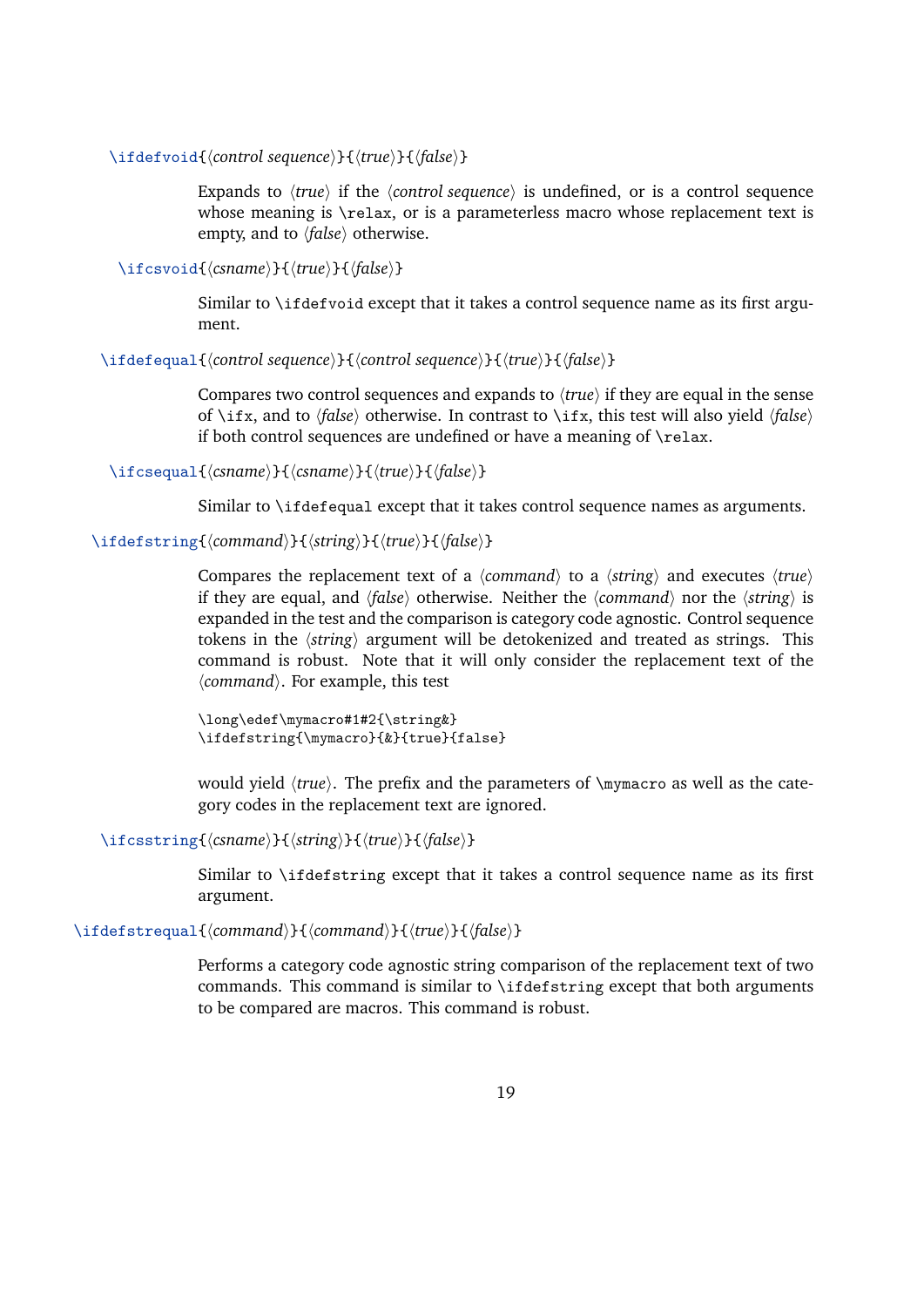`\ifdefvoid{⟨control sequence⟩}{⟨true⟩}{⟨false⟩}`

Expands to ⟨*true*⟩ if the ⟨*control sequence*⟩ is undefined, or is a control sequence whose meaning is `\relax`, or is a parameterless macro whose replacement text is empty, and to ⟨*false*⟩ otherwise.

`\ifcsvoid{⟨csname⟩}{⟨true⟩}{⟨false⟩}`

Similar to `\ifdefvoid` except that it takes a control sequence name as its first argument.

`\ifdefequal{⟨control sequence⟩}{⟨control sequence⟩}{⟨true⟩}{⟨false⟩}`

Compares two control sequences and expands to ⟨*true*⟩ if they are equal in the sense of `\ifx`, and to ⟨*false*⟩ otherwise. In contrast to `\ifx`, this test will also yield ⟨*false*⟩ if both control sequences are undefined or have a meaning of `\relax`.

`\ifcsequal{⟨csname⟩}{⟨csname⟩}{⟨true⟩}{⟨false⟩}`

Similar to `\ifdefequal` except that it takes control sequence names as arguments.

`\ifdefstring{⟨command⟩}{⟨string⟩}{⟨true⟩}{⟨false⟩}`

Compares the replacement text of a ⟨*command*⟩ to a ⟨*string*⟩ and executes ⟨*true*⟩ if they are equal, and ⟨*false*⟩ otherwise. Neither the ⟨*command*⟩ nor the ⟨*string*⟩ is expanded in the test and the comparison is category code agnostic. Control sequence tokens in the ⟨*string*⟩ argument will be detokenized and treated as strings. This command is robust. Note that it will only consider the replacement text of the ⟨*command*⟩. For example, this test

```
\long\edef\mymacro#1#2{\string&}
\ifdefstring{\mymacro}{&}{true}{false}
```

would yield ⟨*true*⟩. The prefix and the parameters of `\mymacro` as well as the category codes in the replacement text are ignored.

`\ifcsstring{⟨csname⟩}{⟨string⟩}{⟨true⟩}{⟨false⟩}`

Similar to `\ifdefstring` except that it takes a control sequence name as its first argument.

`\ifdefstrequal{⟨command⟩}{⟨command⟩}{⟨true⟩}{⟨false⟩}`

Performs a category code agnostic string comparison of the replacement text of two commands. This command is similar to `\ifdefstring` except that both arguments to be compared are macros. This command is robust.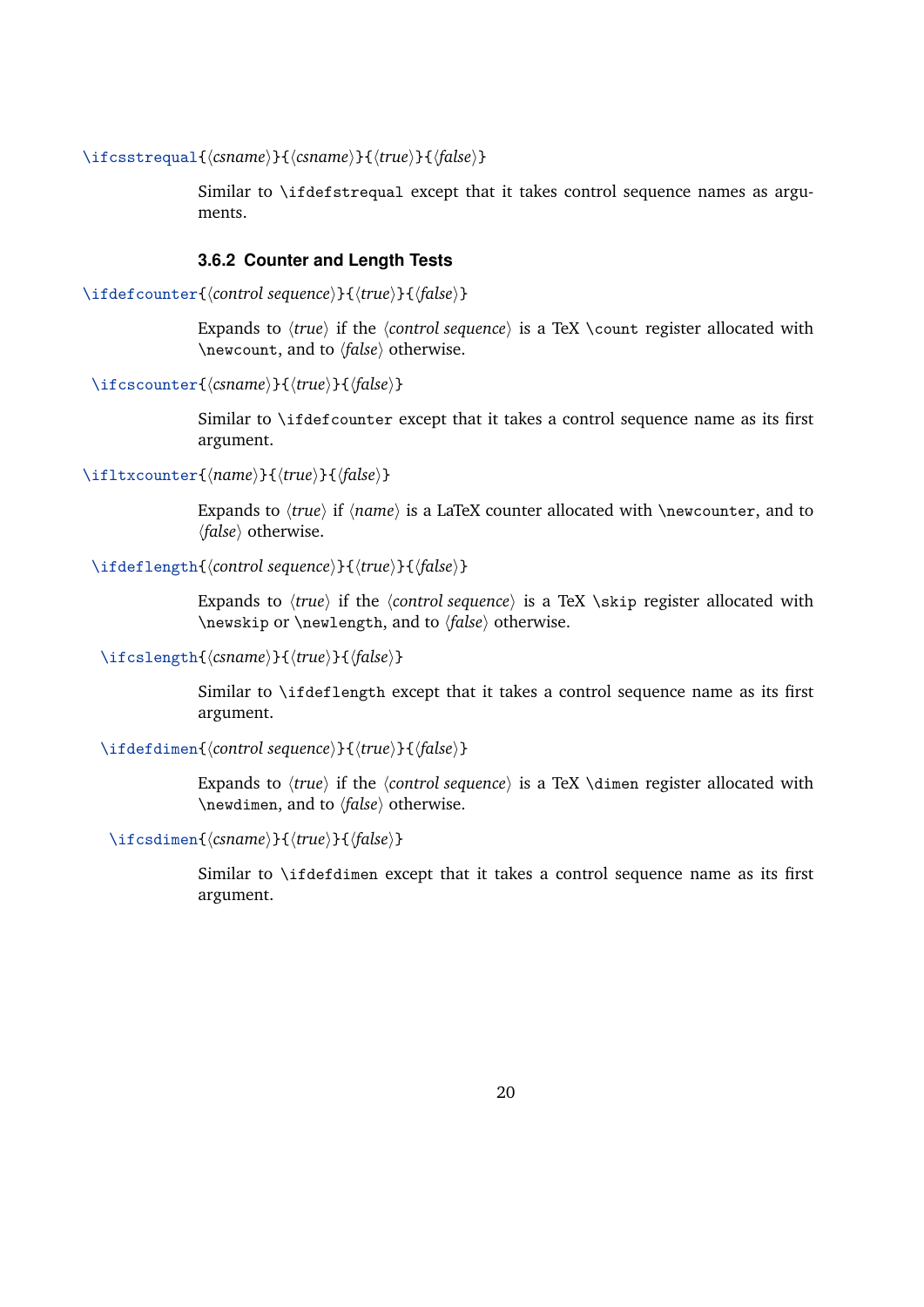`\ifcsstrequal{⟨csname⟩}{⟨csname⟩}{⟨true⟩}{⟨false⟩}`

Similar to `\ifdefstrequal` except that it takes control sequence names as arguments.

### 3.6.2 Counter and Length Tests

`\ifdefcounter{⟨control sequence⟩}{⟨true⟩}{⟨false⟩}`

Expands to ⟨*true*⟩ if the ⟨*control sequence*⟩ is a TeX `\count` register allocated with `\newcount`, and to ⟨*false*⟩ otherwise.

`\ifcscounter{⟨csname⟩}{⟨true⟩}{⟨false⟩}`

Similar to `\ifdefcounter` except that it takes a control sequence name as its first argument.

`\ifltxcounter{⟨name⟩}{⟨true⟩}{⟨false⟩}`

Expands to ⟨*true*⟩ if ⟨*name*⟩ is a LaTeX counter allocated with `\newcounter`, and to ⟨*false*⟩ otherwise.

`\ifdeflength{⟨control sequence⟩}{⟨true⟩}{⟨false⟩}`

Expands to ⟨*true*⟩ if the ⟨*control sequence*⟩ is a TeX `\skip` register allocated with `\newskip` or `\newlength`, and to ⟨*false*⟩ otherwise.

`\ifcslength{⟨csname⟩}{⟨true⟩}{⟨false⟩}`

Similar to `\ifdeflength` except that it takes a control sequence name as its first argument.

`\ifdefdimen{⟨control sequence⟩}{⟨true⟩}{⟨false⟩}`

Expands to ⟨*true*⟩ if the ⟨*control sequence*⟩ is a TeX `\dimen` register allocated with `\newdimen`, and to ⟨*false*⟩ otherwise.

`\ifcsdimen{⟨csname⟩}{⟨true⟩}{⟨false⟩}`

Similar to `\ifdefdimen` except that it takes a control sequence name as its first argument.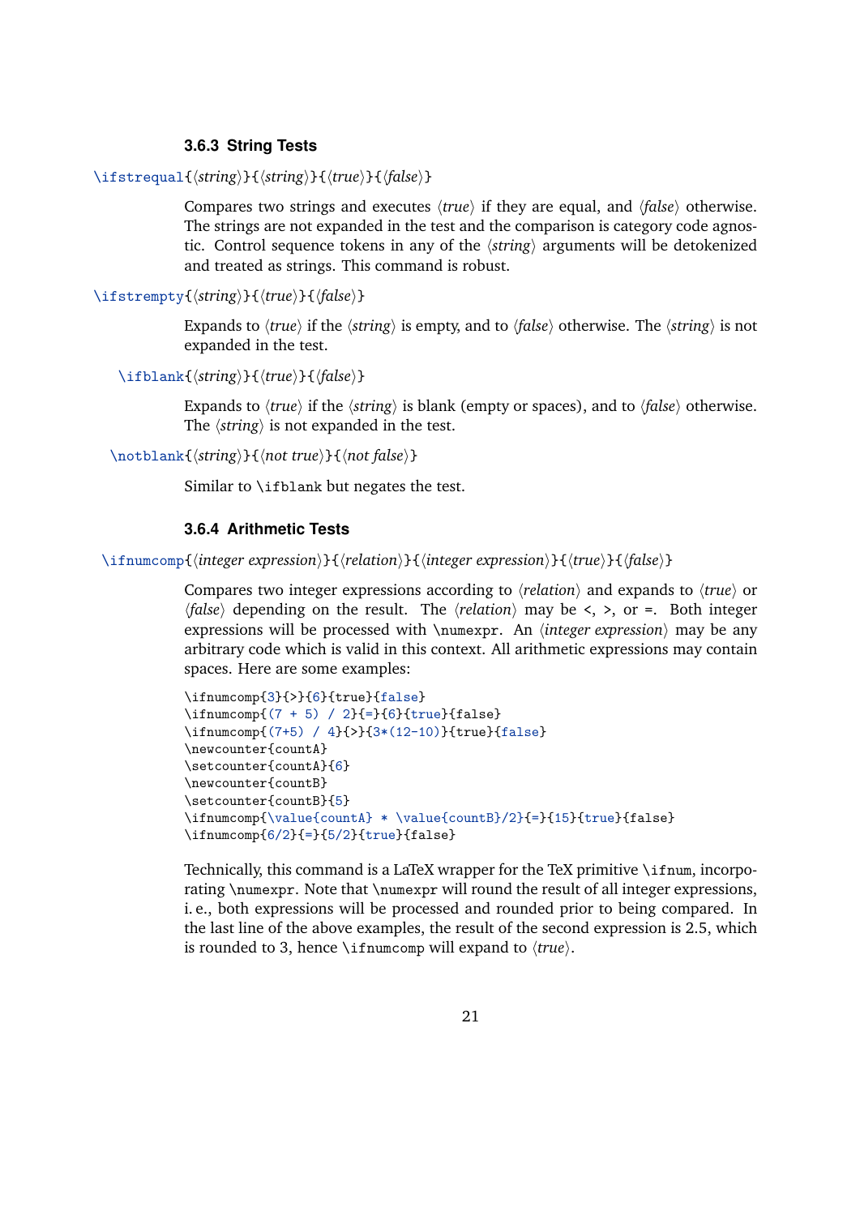### 3.6.3 String Tests

`\ifstrequal{⟨string⟩}{⟨string⟩}{⟨true⟩}{⟨false⟩}`

Compares two strings and executes ⟨*true*⟩ if they are equal, and ⟨*false*⟩ otherwise. The strings are not expanded in the test and the comparison is category code agnostic. Control sequence tokens in any of the ⟨*string*⟩ arguments will be detokenized and treated as strings. This command is robust.

`\ifstrempty{⟨string⟩}{⟨true⟩}{⟨false⟩}`

Expands to ⟨*true*⟩ if the ⟨*string*⟩ is empty, and to ⟨*false*⟩ otherwise. The ⟨*string*⟩ is not expanded in the test.

`\ifblank{⟨string⟩}{⟨true⟩}{⟨false⟩}`

Expands to ⟨*true*⟩ if the ⟨*string*⟩ is blank (empty or spaces), and to ⟨*false*⟩ otherwise. The ⟨*string*⟩ is not expanded in the test.

`\notblank{⟨string⟩}{⟨not true⟩}{⟨not false⟩}`

Similar to `\ifblank` but negates the test.

### 3.6.4 Arithmetic Tests

`\ifnumcomp{⟨integer expression⟩}{⟨relation⟩}{⟨integer expression⟩}{⟨true⟩}{⟨false⟩}`

Compares two integer expressions according to ⟨*relation*⟩ and expands to ⟨*true*⟩ or ⟨*false*⟩ depending on the result. The ⟨*relation*⟩ may be `<`, `>`, or `=`. Both integer expressions will be processed with `\numexpr`. An ⟨*integer expression*⟩ may be any arbitrary code which is valid in this context. All arithmetic expressions may contain spaces. Here are some examples:

```
\ifnumcomp{3}{>}{6}{true}{false}
\ifnumcomp{(7 + 5) / 2}{=}{6}{true}{false}
\ifnumcomp{(7+5) / 4}{>}{3*(12-10)}{true}{false}
\newcounter{countA}
\setcounter{countA}{6}
\newcounter{countB}
\setcounter{countB}{5}
\ifnumcomp{\value{countA} * \value{countB}/2}{=}{15}{true}{false}
\ifnumcomp{6/2}{=}{5/2}{true}{false}
```

Technically, this command is a LaTeX wrapper for the TeX primitive `\ifnum`, incorporating `\numexpr`. Note that `\numexpr` will round the result of all integer expressions, i. e., both expressions will be processed and rounded prior to being compared. In the last line of the above examples, the result of the second expression is 2.5, which is rounded to 3, hence `\ifnumcomp` will expand to ⟨*true*⟩.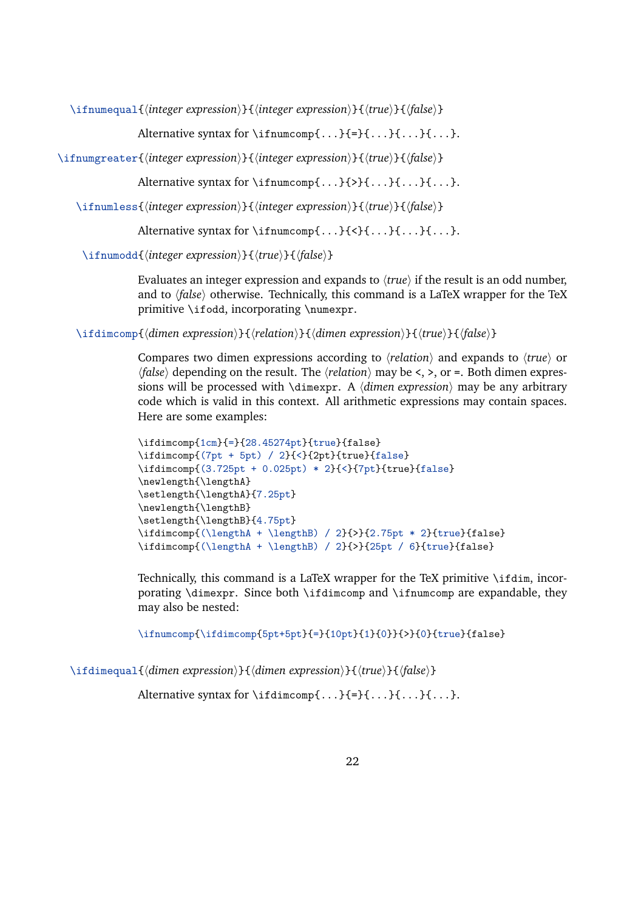`\ifnumequal{⟨integer expression⟩}{⟨integer expression⟩}{⟨true⟩}{⟨false⟩}`

Alternative syntax for `\ifnumcomp{...}{=}{...}{...}{...}`.

`\ifnumgreater{⟨integer expression⟩}{⟨integer expression⟩}{⟨true⟩}{⟨false⟩}`

Alternative syntax for `\ifnumcomp{...}{>}{...}{...}{...}`.

`\ifnumless{⟨integer expression⟩}{⟨integer expression⟩}{⟨true⟩}{⟨false⟩}`

Alternative syntax for `\ifnumcomp{...}{<}{...}{...}{...}`.

`\ifnumodd{⟨integer expression⟩}{⟨true⟩}{⟨false⟩}`

Evaluates an integer expression and expands to ⟨*true*⟩ if the result is an odd number, and to ⟨*false*⟩ otherwise. Technically, this command is a LaTeX wrapper for the TeX primitive `\ifodd`, incorporating `\numexpr`.

`\ifdimcomp{⟨dimen expression⟩}{⟨relation⟩}{⟨dimen expression⟩}{⟨true⟩}{⟨false⟩}`

Compares two dimen expressions according to ⟨*relation*⟩ and expands to ⟨*true*⟩ or ⟨*false*⟩ depending on the result. The ⟨*relation*⟩ may be `<`, `>`, or `=`. Both dimen expressions will be processed with `\dimexpr`. A ⟨*dimen expression*⟩ may be any arbitrary code which is valid in this context. All arithmetic expressions may contain spaces. Here are some examples:

```
\ifdimcomp{1cm}{=}{28.45274pt}{true}{false}
\ifdimcomp{(7pt + 5pt) / 2}{<}{2pt}{true}{false}
\ifdimcomp{(3.725pt + 0.025pt) * 2}{<}{7pt}{true}{false}
\newlength{\lengthA}
\setlength{\lengthA}{7.25pt}
\newlength{\lengthB}
\setlength{\lengthB}{4.75pt}
\ifdimcomp{(\lengthA + \lengthB) / 2}{>}{2.75pt * 2}{true}{false}
\ifdimcomp{(\lengthA + \lengthB) / 2}{>}{25pt / 6}{true}{false}
```

Technically, this command is a LaTeX wrapper for the TeX primitive `\ifdim`, incorporating `\dimexpr`. Since both `\ifdimcomp` and `\ifnumcomp` are expandable, they may also be nested:

```
\ifnumcomp{\ifdimcomp{5pt+5pt}{=}{10pt}{1}{0}}{>}{0}{true}{false}
```

`\ifdimequal{⟨dimen expression⟩}{⟨dimen expression⟩}{⟨true⟩}{⟨false⟩}`

Alternative syntax for `\ifdimcomp{...}{=}{...}{...}{...}`.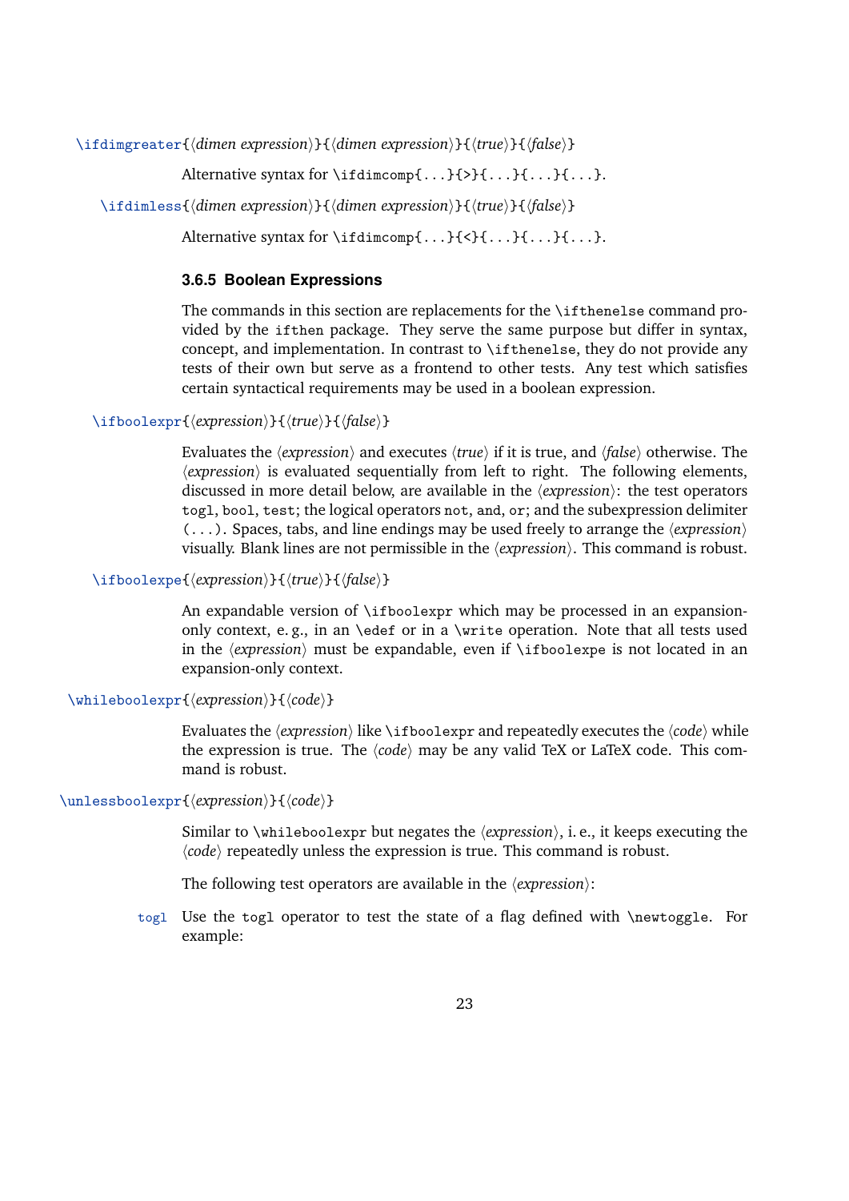`\ifdimgreater{⟨dimen expression⟩}{⟨dimen expression⟩}{⟨true⟩}{⟨false⟩}`

Alternative syntax for `\ifdimcomp{...}{>}{...}{...}{...}`.

`\ifdimless{⟨dimen expression⟩}{⟨dimen expression⟩}{⟨true⟩}{⟨false⟩}`

Alternative syntax for `\ifdimcomp{...}{<}{...}{...}{...}`.

### 3.6.5 Boolean Expressions

The commands in this section are replacements for the `\ifthenelse` command provided by the `ifthen` package. They serve the same purpose but differ in syntax, concept, and implementation. In contrast to `\ifthenelse`, they do not provide any tests of their own but serve as a frontend to other tests. Any test which satisfies certain syntactical requirements may be used in a boolean expression.

`\ifboolexpr{⟨expression⟩}{⟨true⟩}{⟨false⟩}`

Evaluates the *⟨expression⟩* and executes *⟨true⟩* if it is true, and *⟨false⟩* otherwise. The *⟨expression⟩* is evaluated sequentially from left to right. The following elements, discussed in more detail below, are available in the *⟨expression⟩*: the test operators `togl`, `bool`, `test`; the logical operators `not`, `and`, `or`; and the subexpression delimiter `(...)`. Spaces, tabs, and line endings may be used freely to arrange the *⟨expression⟩* visually. Blank lines are not permissible in the *⟨expression⟩*. This command is robust.

`\ifboolexpe{⟨expression⟩}{⟨true⟩}{⟨false⟩}`

An expandable version of `\ifboolexpr` which may be processed in an expansion-only context, e. g., in an `\edef` or in a `\write` operation. Note that all tests used in the *⟨expression⟩* must be expandable, even if `\ifboolexpe` is not located in an expansion-only context.

`\whileboolexpr{⟨expression⟩}{⟨code⟩}`

Evaluates the *⟨expression⟩* like `\ifboolexpr` and repeatedly executes the *⟨code⟩* while the expression is true. The *⟨code⟩* may be any valid TeX or LaTeX code. This command is robust.

`\unlessboolexpr{⟨expression⟩}{⟨code⟩}`

Similar to `\whileboolexpr` but negates the *⟨expression⟩*, i. e., it keeps executing the *⟨code⟩* repeatedly unless the expression is true. This command is robust.

The following test operators are available in the *⟨expression⟩*:

`togl` Use the `togl` operator to test the state of a flag defined with `\newtoggle`. For example: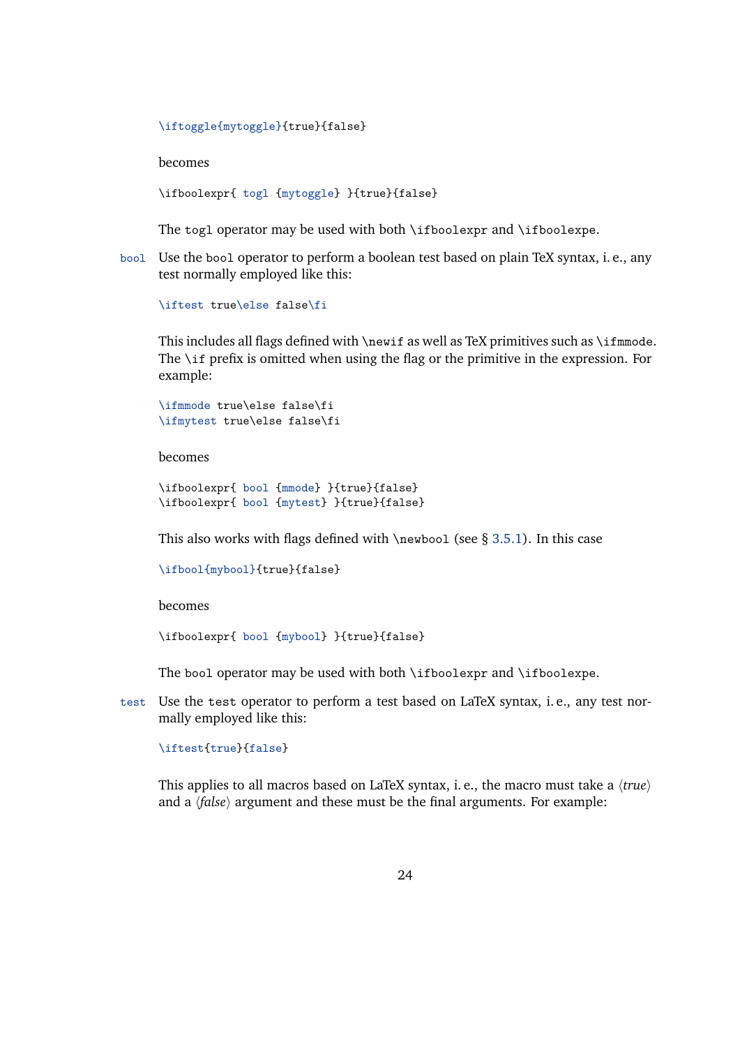```
\iftoggle{mytoggle}{true}{false}
```

becomes

```
\ifboolexpr{ togl {mytoggle} }{true}{false}
```

The `togl` operator may be used with both `\ifboolexpr` and `\ifboolexpe`.

`bool` Use the `bool` operator to perform a boolean test based on plain TeX syntax, i. e., any test normally employed like this:

```
\iftest true\else false\fi
```

This includes all flags defined with `\newif` as well as TeX primitives such as `\ifmmode`. The `\if` prefix is omitted when using the flag or the primitive in the expression. For example:

```
\ifmmode true\else false\fi
\ifmytest true\else false\fi
```

becomes

```
\ifboolexpr{ bool {mmode} }{true}{false}
\ifboolexpr{ bool {mytest} }{true}{false}
```

This also works with flags defined with `\newbool` (see § 3.5.1). In this case

```
\ifbool{mybool}{true}{false}
```

becomes

```
\ifboolexpr{ bool {mybool} }{true}{false}
```

The `bool` operator may be used with both `\ifboolexpr` and `\ifboolexpe`.

`test` Use the `test` operator to perform a test based on LaTeX syntax, i. e., any test normally employed like this:

```
\iftest{true}{false}
```

This applies to all macros based on LaTeX syntax, i. e., the macro must take a ⟨*true*⟩ and a ⟨*false*⟩ argument and these must be the final arguments. For example: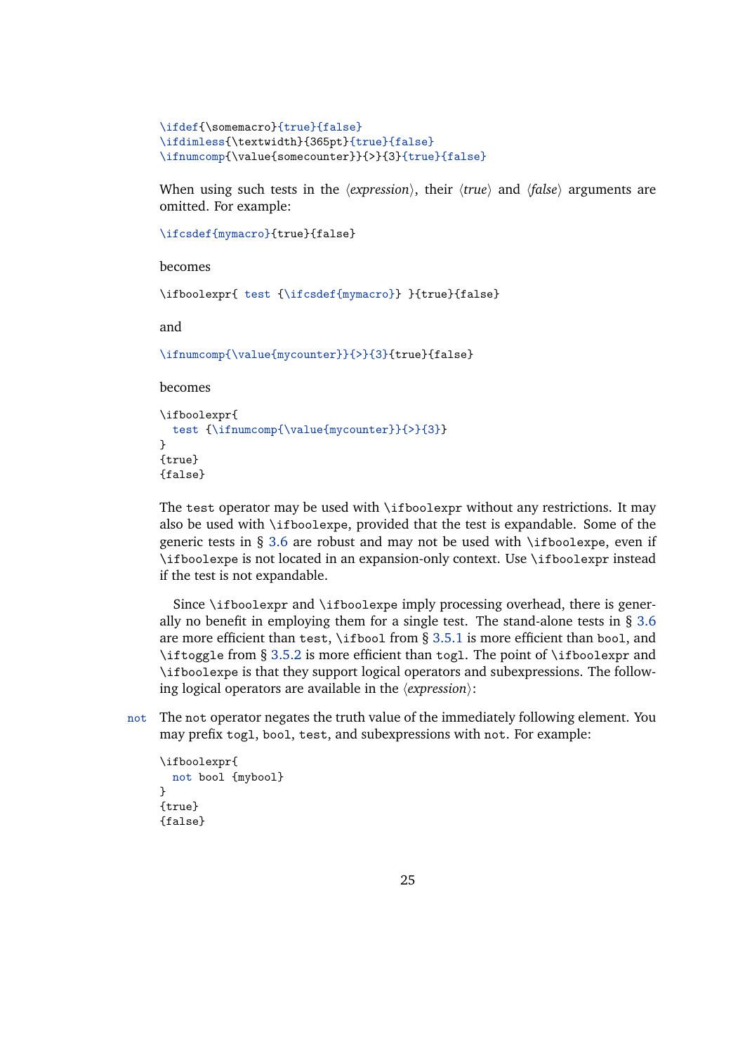```
\ifdef{\somemacro}{true}{false}
\ifdimless{\textwidth}{365pt}{true}{false}
\ifnumcomp{\value{somecounter}}{>}{3}{true}{false}
```

When using such tests in the ⟨*expression*⟩, their ⟨*true*⟩ and ⟨*false*⟩ arguments are omitted. For example:

```
\ifcsdef{mymacro}{true}{false}
```

becomes

```
\ifboolexpr{ test {\ifcsdef{mymacro}} }{true}{false}
```

and

```
\ifnumcomp{\value{mycounter}}{>}{3}{true}{false}
```

becomes

```
\ifboolexpr{
  test {\ifnumcomp{\value{mycounter}}{>}{3}}
}
{true}
{false}
```

The `test` operator may be used with `\ifboolexpr` without any restrictions. It may also be used with `\ifboolexpe`, provided that the test is expandable. Some of the generic tests in § 3.6 are robust and may not be used with `\ifboolexpe`, even if `\ifboolexpe` is not located in an expansion-only context. Use `\ifboolexpr` instead if the test is not expandable.

Since `\ifboolexpr` and `\ifboolexpe` imply processing overhead, there is generally no benefit in employing them for a single test. The stand-alone tests in § 3.6 are more efficient than `test`, `\ifbool` from § 3.5.1 is more efficient than `bool`, and `\iftoggle` from § 3.5.2 is more efficient than `togl`. The point of `\ifboolexpr` and `\ifboolexpe` is that they support logical operators and subexpressions. The following logical operators are available in the ⟨*expression*⟩:

`not` The `not` operator negates the truth value of the immediately following element. You may prefix `togl`, `bool`, `test`, and subexpressions with `not`. For example:

```
\ifboolexpr{
  not bool {mybool}
}
{true}
{false}
```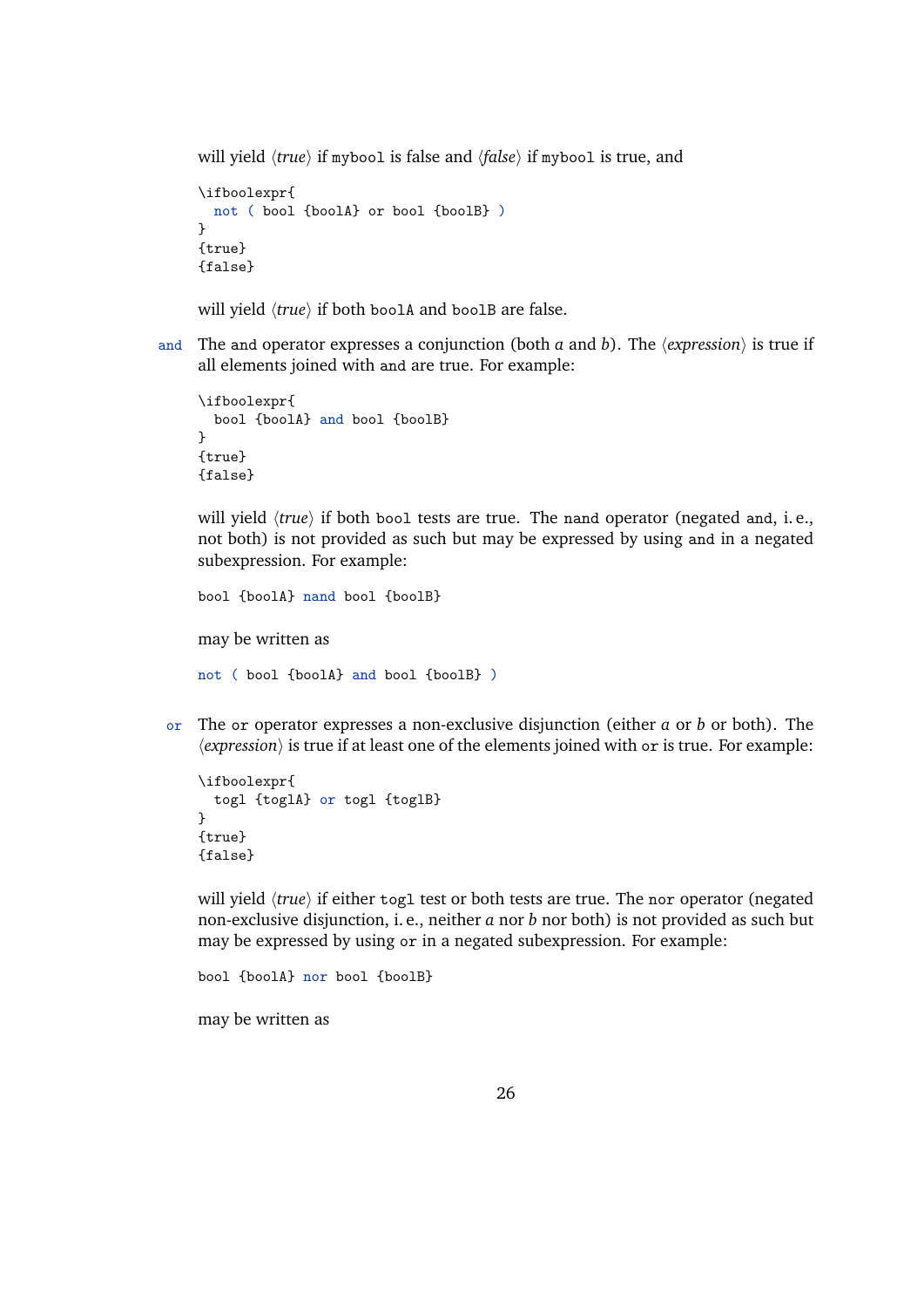will yield ⟨*true*⟩ if `mybool` is false and ⟨*false*⟩ if `mybool` is true, and

```
\ifboolexpr{
  not ( bool {boolA} or bool {boolB} )
}
{true}
{false}
```

will yield ⟨*true*⟩ if both `boolA` and `boolB` are false.

`and` The `and` operator expresses a conjunction (both *a* and *b*). The ⟨*expression*⟩ is true if all elements joined with `and` are true. For example:

```
\ifboolexpr{
  bool {boolA} and bool {boolB}
}
{true}
{false}
```

will yield ⟨*true*⟩ if both `bool` tests are true. The `nand` operator (negated `and`, i. e., not both) is not provided as such but may be expressed by using `and` in a negated subexpression. For example:

```
bool {boolA} nand bool {boolB}
```

may be written as

```
not ( bool {boolA} and bool {boolB} )
```

`or` The `or` operator expresses a non-exclusive disjunction (either *a* or *b* or both). The ⟨*expression*⟩ is true if at least one of the elements joined with `or` is true. For example:

```
\ifboolexpr{
  togl {toglA} or togl {toglB}
}
{true}
{false}
```

will yield ⟨*true*⟩ if either `togl` test or both tests are true. The `nor` operator (negated non-exclusive disjunction, i. e., neither *a* nor *b* nor both) is not provided as such but may be expressed by using `or` in a negated subexpression. For example:

```
bool {boolA} nor bool {boolB}
```

may be written as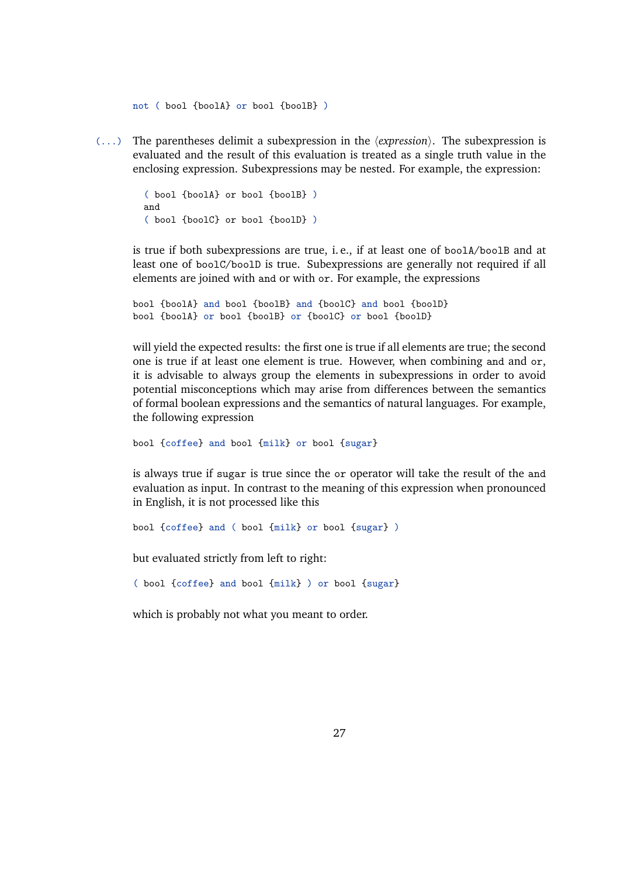```
not ( bool {boolA} or bool {boolB} )
```

`(...)` The parentheses delimit a subexpression in the ⟨*expression*⟩. The subexpression is evaluated and the result of this evaluation is treated as a single truth value in the enclosing expression. Subexpressions may be nested. For example, the expression:

```
( bool {boolA} or bool {boolB} )
and
( bool {boolC} or bool {boolD} )
```

is true if both subexpressions are true, i. e., if at least one of `boolA`/`boolB` and at least one of `boolC`/`boolD` is true. Subexpressions are generally not required if all elements are joined with `and` or with `or`. For example, the expressions

```
bool {boolA} and bool {boolB} and {boolC} and bool {boolD}
bool {boolA} or bool {boolB} or {boolC} or bool {boolD}
```

will yield the expected results: the first one is true if all elements are true; the second one is true if at least one element is true. However, when combining `and` and `or`, it is advisable to always group the elements in subexpressions in order to avoid potential misconceptions which may arise from differences between the semantics of formal boolean expressions and the semantics of natural languages. For example, the following expression

```
bool {coffee} and bool {milk} or bool {sugar}
```

is always true if `sugar` is true since the `or` operator will take the result of the `and` evaluation as input. In contrast to the meaning of this expression when pronounced in English, it is not processed like this

```
bool {coffee} and ( bool {milk} or bool {sugar} )
```

but evaluated strictly from left to right:

```
( bool {coffee} and bool {milk} ) or bool {sugar}
```

which is probably not what you meant to order.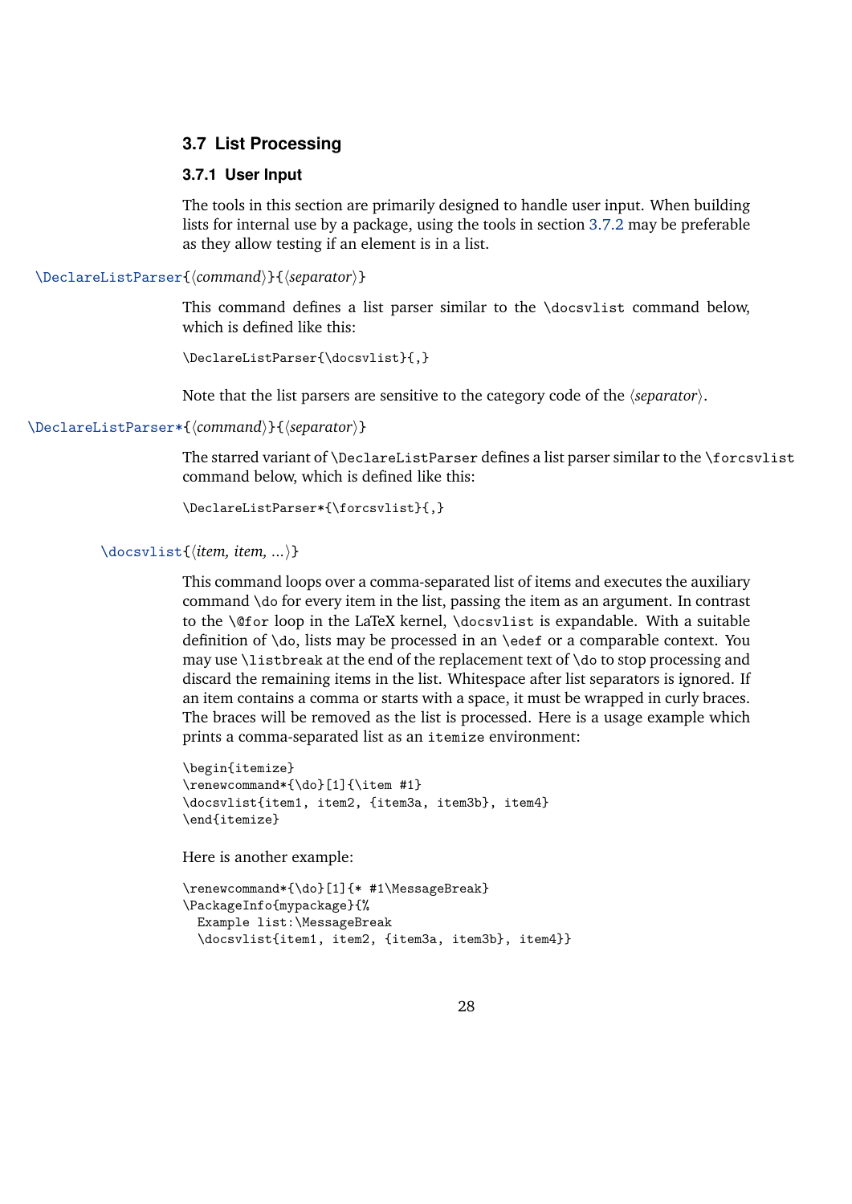### 3.7 List Processing

#### 3.7.1 User Input

The tools in this section are primarily designed to handle user input. When building lists for internal use by a package, using the tools in section 3.7.2 may be preferable as they allow testing if an element is in a list.

`\DeclareListParser{⟨command⟩}{⟨separator⟩}`

This command defines a list parser similar to the `\docsvlist` command below, which is defined like this:

```
\DeclareListParser{\docsvlist}{,}
```

Note that the list parsers are sensitive to the category code of the ⟨*separator*⟩.

`\DeclareListParser*{⟨command⟩}{⟨separator⟩}`

The starred variant of `\DeclareListParser` defines a list parser similar to the `\forcsvlist` command below, which is defined like this:

```
\DeclareListParser*{\forcsvlist}{,}
```

`\docsvlist{⟨item, item, ...⟩}`

This command loops over a comma-separated list of items and executes the auxiliary command `\do` for every item in the list, passing the item as an argument. In contrast to the `\@for` loop in the LaTeX kernel, `\docsvlist` is expandable. With a suitable definition of `\do`, lists may be processed in an `\edef` or a comparable context. You may use `\listbreak` at the end of the replacement text of `\do` to stop processing and discard the remaining items in the list. Whitespace after list separators is ignored. If an item contains a comma or starts with a space, it must be wrapped in curly braces. The braces will be removed as the list is processed. Here is a usage example which prints a comma-separated list as an `itemize` environment:

```
\begin{itemize}
\renewcommand*{\do}[1]{\item #1}
\docsvlist{item1, item2, {item3a, item3b}, item4}
\end{itemize}
```

Here is another example:

```
\renewcommand*{\do}[1]{* #1\MessageBreak}
\PackageInfo{mypackage}{%
  Example list:\MessageBreak
  \docsvlist{item1, item2, {item3a, item3b}, item4}}
```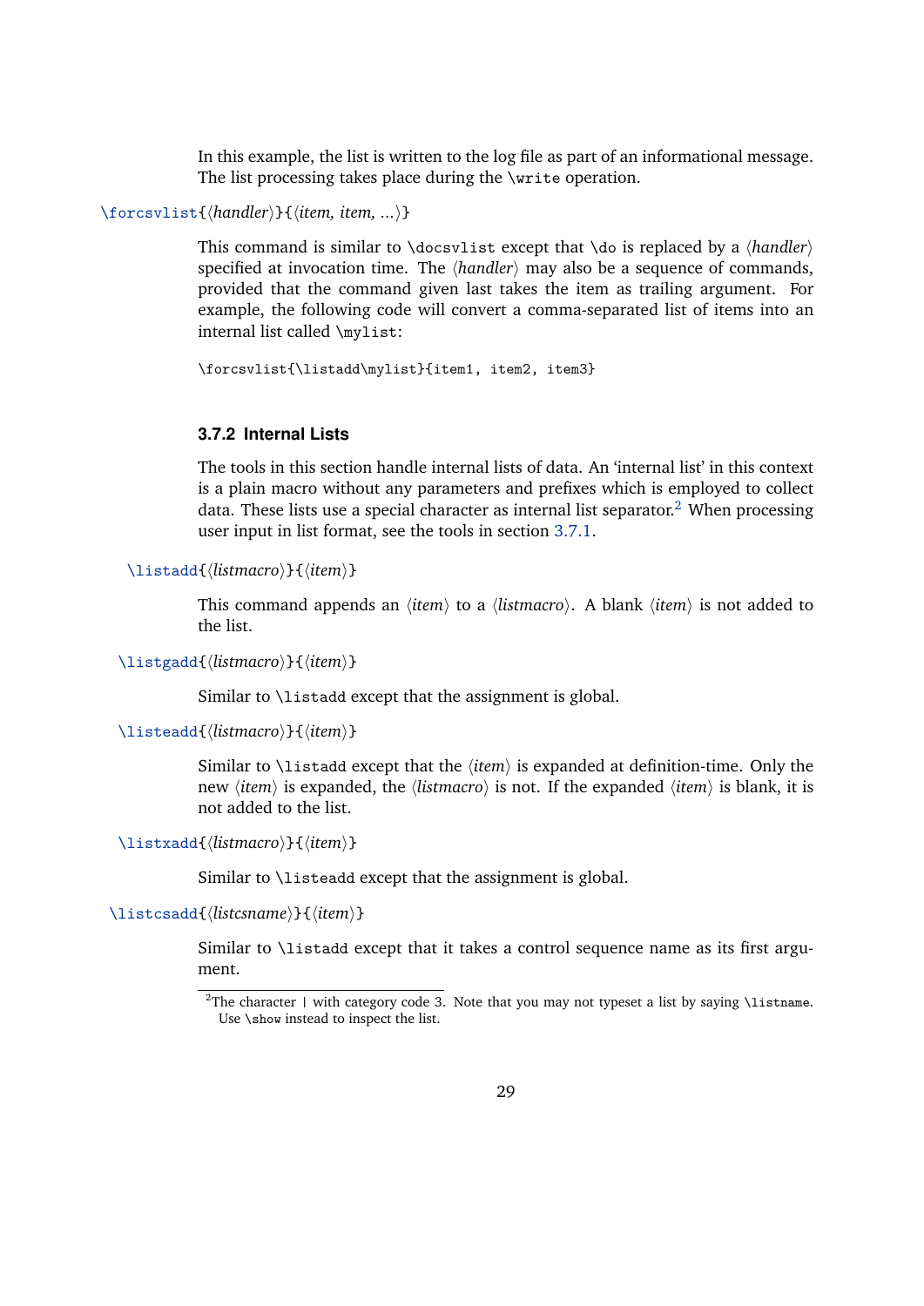In this example, the list is written to the log file as part of an informational message. The list processing takes place during the `\write` operation.

`\forcsvlist{⟨handler⟩}{⟨item, item, ...⟩}`

This command is similar to `\docsvlist` except that `\do` is replaced by a ⟨*handler*⟩ specified at invocation time. The ⟨*handler*⟩ may also be a sequence of commands, provided that the command given last takes the item as trailing argument. For example, the following code will convert a comma-separated list of items into an internal list called `\mylist`:

```
\forcsvlist{\listadd\mylist}{item1, item2, item3}
```

### 3.7.2 Internal Lists

The tools in this section handle internal lists of data. An 'internal list' in this context is a plain macro without any parameters and prefixes which is employed to collect data. These lists use a special character as internal list separator.[2] When processing user input in list format, see the tools in section 3.7.1.

`\listadd{⟨listmacro⟩}{⟨item⟩}`

This command appends an ⟨*item*⟩ to a ⟨*listmacro*⟩. A blank ⟨*item*⟩ is not added to the list.

`\listgadd{⟨listmacro⟩}{⟨item⟩}`

Similar to `\listadd` except that the assignment is global.

`\listeadd{⟨listmacro⟩}{⟨item⟩}`

Similar to `\listadd` except that the ⟨*item*⟩ is expanded at definition-time. Only the new ⟨*item*⟩ is expanded, the ⟨*listmacro*⟩ is not. If the expanded ⟨*item*⟩ is blank, it is not added to the list.

`\listxadd{⟨listmacro⟩}{⟨item⟩}`

Similar to `\listeadd` except that the assignment is global.

`\listcsadd{⟨listcsname⟩}{⟨item⟩}`

Similar to `\listadd` except that it takes a control sequence name as its first argument.

[2] The character `|` with category code 3. Note that you may not typeset a list by saying `\listname`. Use `\show` instead to inspect the list.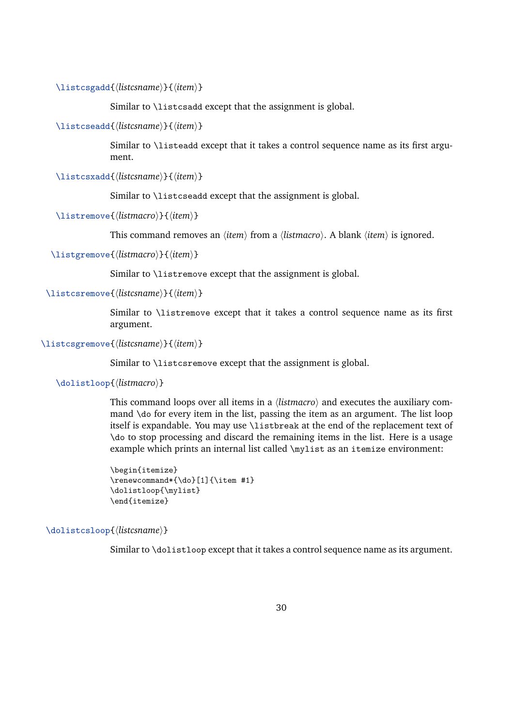`\listcsgadd{⟨listcsname⟩}{⟨item⟩}`

Similar to `\listcsadd` except that the assignment is global.

`\listcseadd{⟨listcsname⟩}{⟨item⟩}`

Similar to `\listeadd` except that it takes a control sequence name as its first argument.

`\listcsxadd{⟨listcsname⟩}{⟨item⟩}`

Similar to `\listcseadd` except that the assignment is global.

`\listremove{⟨listmacro⟩}{⟨item⟩}`

This command removes an ⟨*item*⟩ from a ⟨*listmacro*⟩. A blank ⟨*item*⟩ is ignored.

`\listgremove{⟨listmacro⟩}{⟨item⟩}`

Similar to `\listremove` except that the assignment is global.

`\listcsremove{⟨listcsname⟩}{⟨item⟩}`

Similar to `\listremove` except that it takes a control sequence name as its first argument.

`\listcsgremove{⟨listcsname⟩}{⟨item⟩}`

Similar to `\listcsremove` except that the assignment is global.

`\dolistloop{⟨listmacro⟩}`

This command loops over all items in a ⟨*listmacro*⟩ and executes the auxiliary command `\do` for every item in the list, passing the item as an argument. The list loop itself is expandable. You may use `\listbreak` at the end of the replacement text of `\do` to stop processing and discard the remaining items in the list. Here is a usage example which prints an internal list called `\mylist` as an `itemize` environment:

```
\begin{itemize}
\renewcommand*{\do}[1]{\item #1}
\dolistloop{\mylist}
\end{itemize}
```

`\dolistcsloop{⟨listcsname⟩}`

Similar to `\dolistloop` except that it takes a control sequence name as its argument.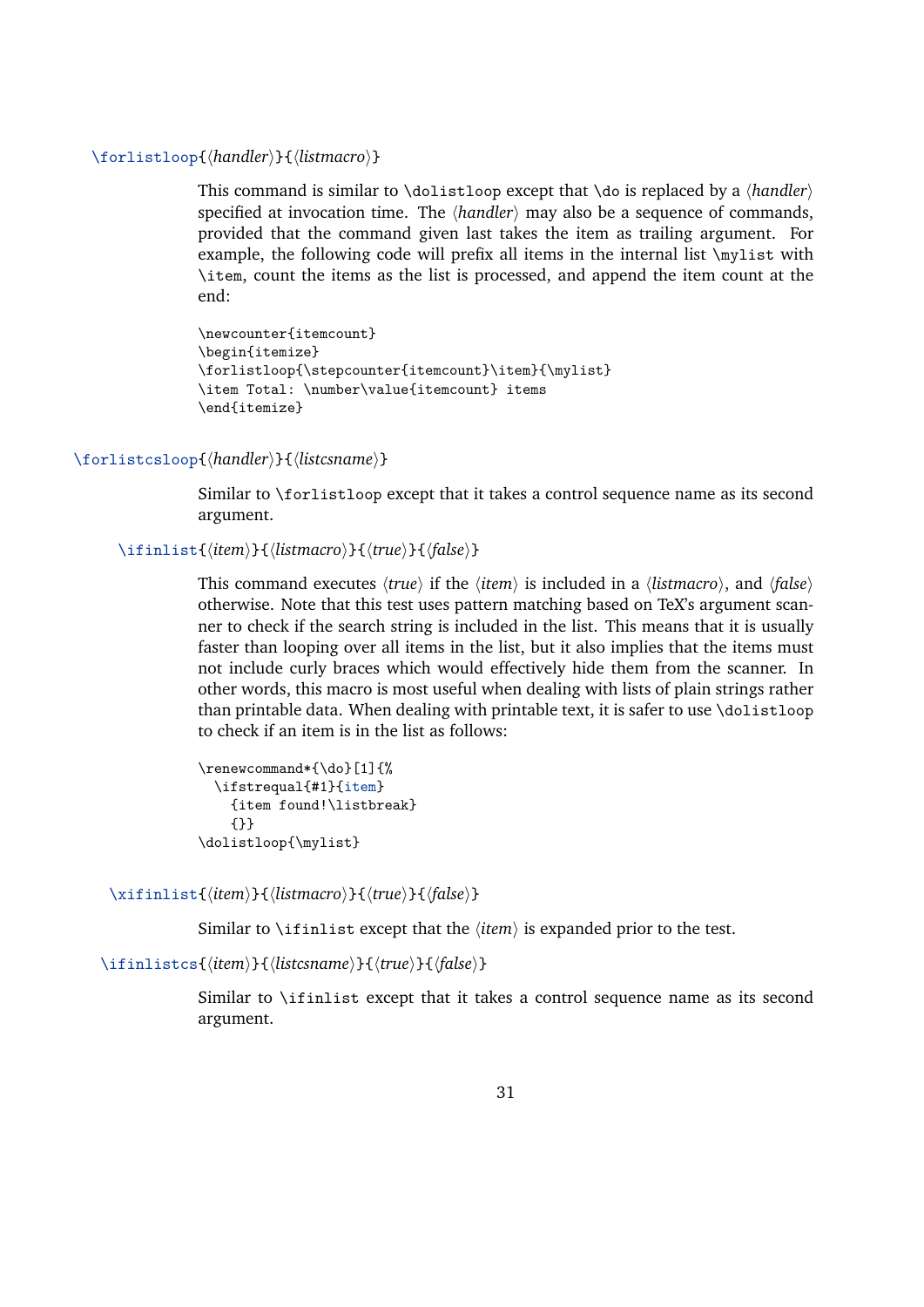`\forlistloop{⟨handler⟩}{⟨listmacro⟩}`

This command is similar to `\dolistloop` except that `\do` is replaced by a ⟨*handler*⟩ specified at invocation time. The ⟨*handler*⟩ may also be a sequence of commands, provided that the command given last takes the item as trailing argument. For example, the following code will prefix all items in the internal list `\mylist` with `\item`, count the items as the list is processed, and append the item count at the end:

```
\newcounter{itemcount}
\begin{itemize}
\forlistloop{\stepcounter{itemcount}\item}{\mylist}
\item Total: \number\value{itemcount} items
\end{itemize}
```

`\forlistcsloop{⟨handler⟩}{⟨listcsname⟩}`

Similar to `\forlistloop` except that it takes a control sequence name as its second argument.

`\ifinlist{⟨item⟩}{⟨listmacro⟩}{⟨true⟩}{⟨false⟩}`

This command executes ⟨*true*⟩ if the ⟨*item*⟩ is included in a ⟨*listmacro*⟩, and ⟨*false*⟩ otherwise. Note that this test uses pattern matching based on TeX's argument scanner to check if the search string is included in the list. This means that it is usually faster than looping over all items in the list, but it also implies that the items must not include curly braces which would effectively hide them from the scanner. In other words, this macro is most useful when dealing with lists of plain strings rather than printable data. When dealing with printable text, it is safer to use `\dolistloop` to check if an item is in the list as follows:

```
\renewcommand*{\do}[1]{%
  \ifstrequal{#1}{item}
    {item found!\listbreak}
    {}}
\dolistloop{\mylist}
```

`\xifinlist{⟨item⟩}{⟨listmacro⟩}{⟨true⟩}{⟨false⟩}`

Similar to `\ifinlist` except that the ⟨*item*⟩ is expanded prior to the test.

`\ifinlistcs{⟨item⟩}{⟨listcsname⟩}{⟨true⟩}{⟨false⟩}`

Similar to `\ifinlist` except that it takes a control sequence name as its second argument.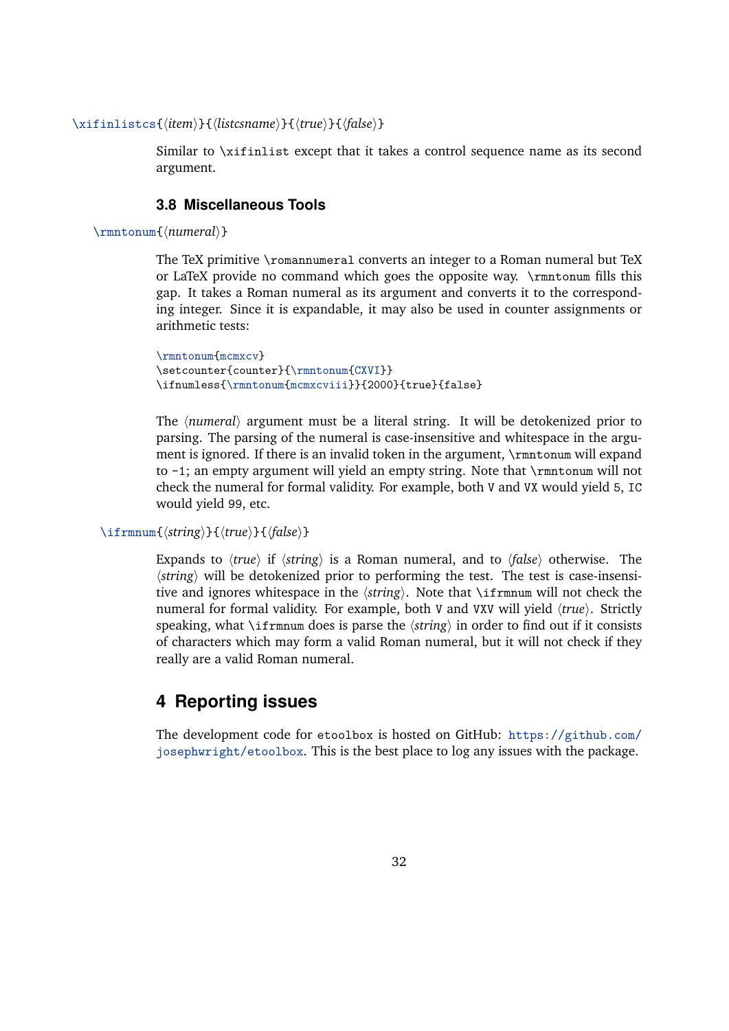`\xifinlistcs{⟨item⟩}{⟨listcsname⟩}{⟨true⟩}{⟨false⟩}`

Similar to `\xifinlist` except that it takes a control sequence name as its second argument.

### 3.8 Miscellaneous Tools

`\rmntonum{⟨numeral⟩}`

The TeX primitive `\romannumeral` converts an integer to a Roman numeral but TeX or LaTeX provide no command which goes the opposite way. `\rmntonum` fills this gap. It takes a Roman numeral as its argument and converts it to the corresponding integer. Since it is expandable, it may also be used in counter assignments or arithmetic tests:

```
\rmntonum{mcmxcv}
\setcounter{counter}{\rmntonum{CXVI}}
\ifnumless{\rmntonum{mcmxcviii}}{2000}{true}{false}
```

The ⟨*numeral*⟩ argument must be a literal string. It will be detokenized prior to parsing. The parsing of the numeral is case-insensitive and whitespace in the argument is ignored. If there is an invalid token in the argument, `\rmntonum` will expand to `-1`; an empty argument will yield an empty string. Note that `\rmntonum` will not check the numeral for formal validity. For example, both `V` and `VX` would yield `5`, `IC` would yield `99`, etc.

`\ifrmnum{⟨string⟩}{⟨true⟩}{⟨false⟩}`

Expands to ⟨*true*⟩ if ⟨*string*⟩ is a Roman numeral, and to ⟨*false*⟩ otherwise. The ⟨*string*⟩ will be detokenized prior to performing the test. The test is case-insensitive and ignores whitespace in the ⟨*string*⟩. Note that `\ifrmnum` will not check the numeral for formal validity. For example, both `V` and `VXV` will yield ⟨*true*⟩. Strictly speaking, what `\ifrmnum` does is parse the ⟨*string*⟩ in order to find out if it consists of characters which may form a valid Roman numeral, but it will not check if they really are a valid Roman numeral.

## 4 Reporting issues

The development code for `etoolbox` is hosted on GitHub: https://github.com/josephwright/etoolbox. This is the best place to log any issues with the package.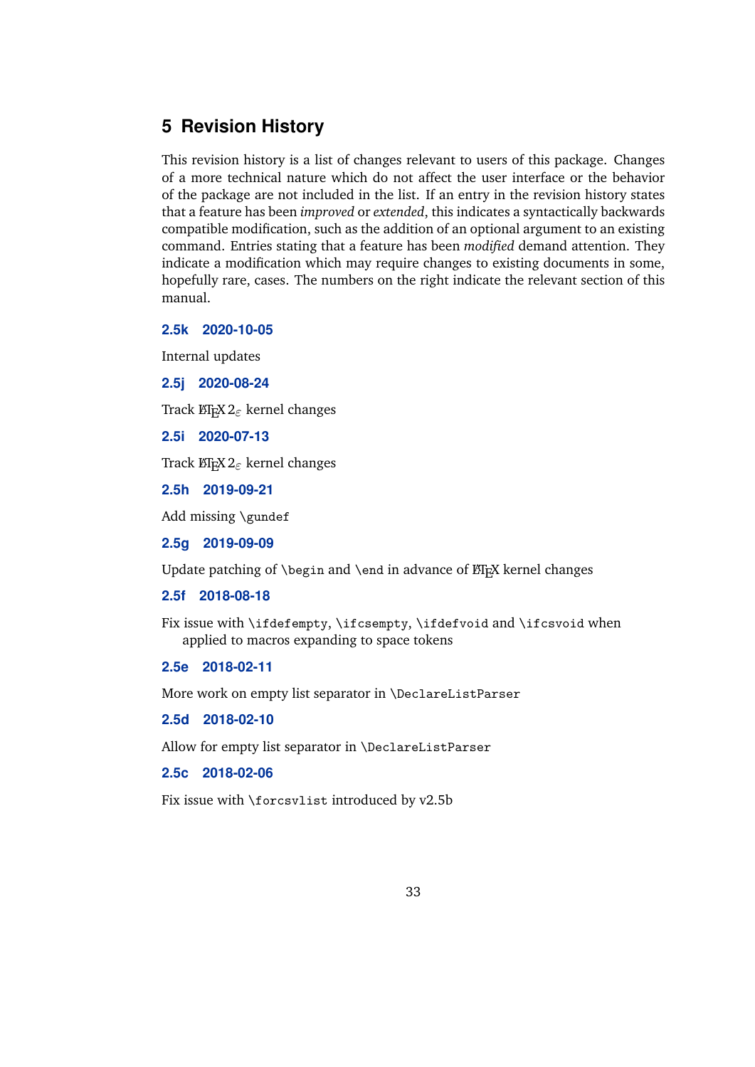# 5 Revision History

This revision history is a list of changes relevant to users of this package. Changes of a more technical nature which do not affect the user interface or the behavior of the package are not included in the list. If an entry in the revision history states that a feature has been *improved* or *extended*, this indicates a syntactically backwards compatible modification, such as the addition of an optional argument to an existing command. Entries stating that a feature has been *modified* demand attention. They indicate a modification which may require changes to existing documents in some, hopefully rare, cases. The numbers on the right indicate the relevant section of this manual.

### 2.5k 2020-10-05

Internal updates

### 2.5j 2020-08-24

Track LaTeX $2_\varepsilon$ kernel changes

### 2.5i 2020-07-13

Track LaTeX $2_\varepsilon$ kernel changes

### 2.5h 2019-09-21

Add missing `\gundef`

### 2.5g 2019-09-09

Update patching of `\begin` and `\end` in advance of LaTeX kernel changes

### 2.5f 2018-08-18

Fix issue with `\ifdefempty`, `\ifcsempty`, `\ifdefvoid` and `\ifcsvoid` when applied to macros expanding to space tokens

### 2.5e 2018-02-11

More work on empty list separator in `\DeclareListParser`

### 2.5d 2018-02-10

Allow for empty list separator in `\DeclareListParser`

### 2.5c 2018-02-06

Fix issue with `\forcsvlist` introduced by v2.5b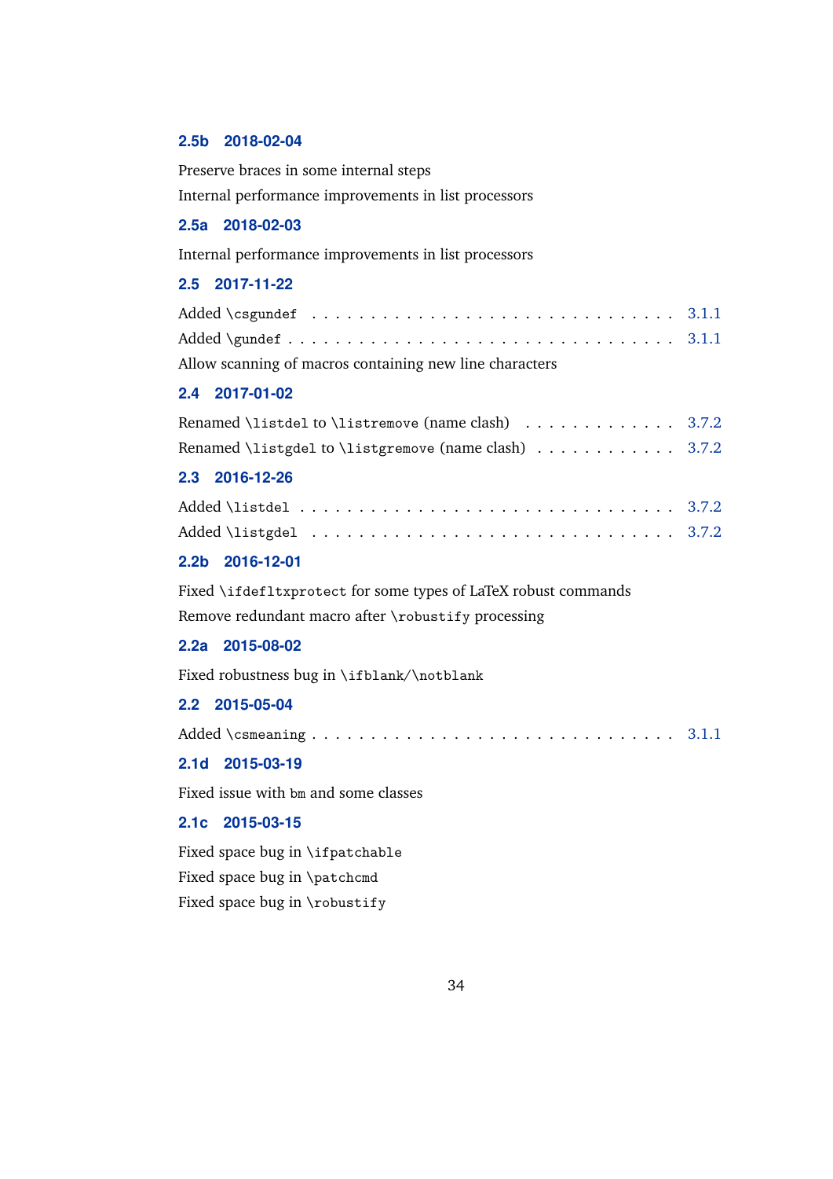### 2.5b 2018-02-04

Preserve braces in some internal steps

Internal performance improvements in list processors

### 2.5a 2018-02-03

Internal performance improvements in list processors

### 2.5 2017-11-22

Added `\csgundef` . . . . . . . . . . . . . . . . . . . . . . . . . . . . 3.1.1

Added `\gundef` . . . . . . . . . . . . . . . . . . . . . . . . . . . . . 3.1.1

Allow scanning of macros containing new line characters

### 2.4 2017-01-02

Renamed `\listdel` to `\listremove` (name clash) . . . . . . . . . . . . . 3.7.2

Renamed `\listgdel` to `\listgremove` (name clash) . . . . . . . . . . . . 3.7.2

### 2.3 2016-12-26

Added `\listdel` . . . . . . . . . . . . . . . . . . . . . . . . . . . . . 3.7.2

Added `\listgdel` . . . . . . . . . . . . . . . . . . . . . . . . . . . . 3.7.2

### 2.2b 2016-12-01

Fixed `\ifdefltxprotect` for some types of LaTeX robust commands

Remove redundant macro after `\robustify` processing

### 2.2a 2015-08-02

Fixed robustness bug in `\ifblank`/`\notblank`

### 2.2 2015-05-04

Added `\csmeaning` . . . . . . . . . . . . . . . . . . . . . . . . . . . . 3.1.1

### 2.1d 2015-03-19

Fixed issue with `bm` and some classes

### 2.1c 2015-03-15

Fixed space bug in `\ifpatchable`

Fixed space bug in `\patchcmd`

Fixed space bug in `\robustify`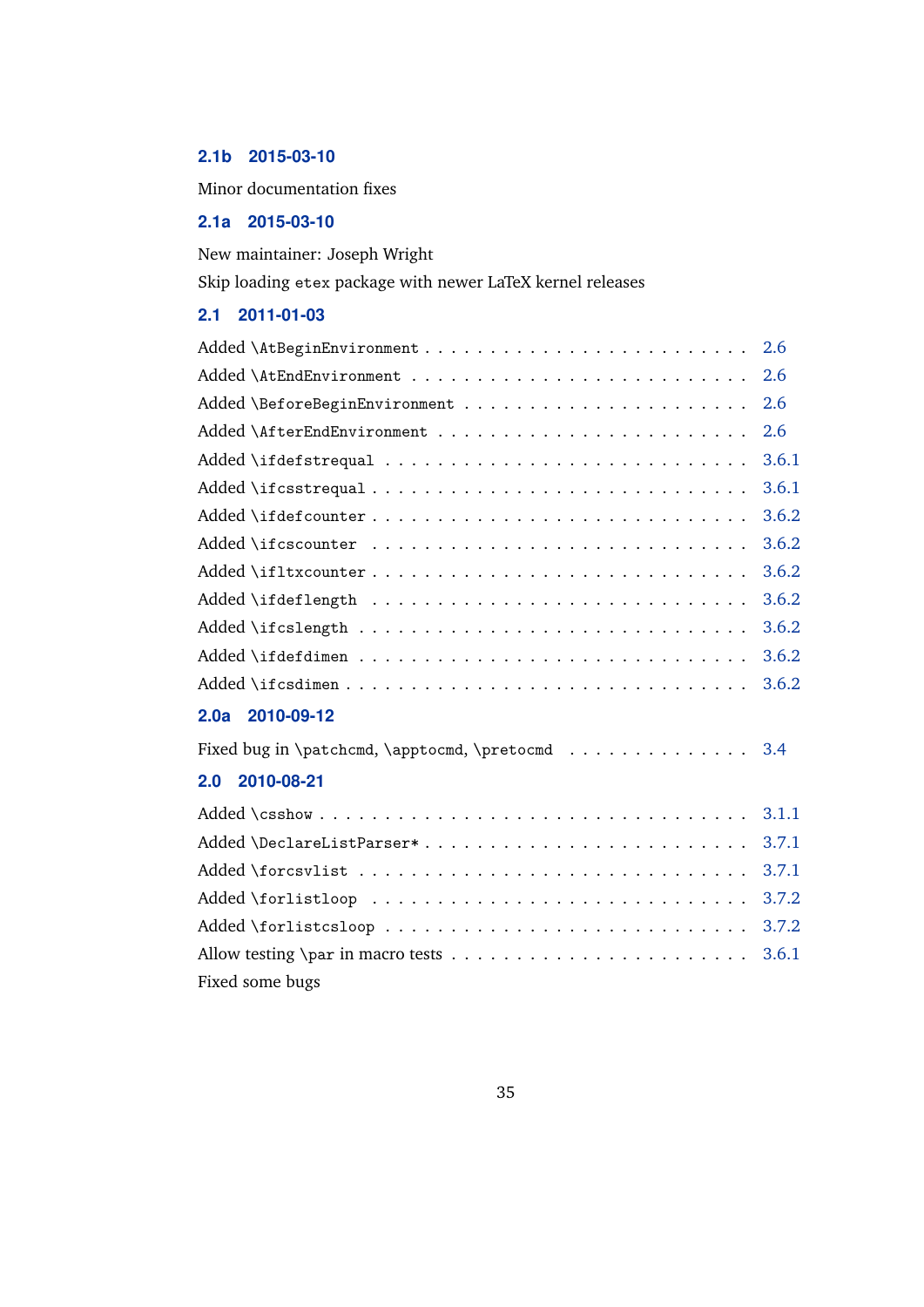### 2.1b 2015-03-10

Minor documentation fixes

### 2.1a 2015-03-10

New maintainer: Joseph Wright

Skip loading `etex` package with newer LaTeX kernel releases

### 2.1 2011-01-03

Added `\AtBeginEnvironment` . . . . . . . . . . . . . . . . . . . . . . . 2.6
Added `\AtEndEnvironment` . . . . . . . . . . . . . . . . . . . . . . . 2.6
Added `\BeforeBeginEnvironment` . . . . . . . . . . . . . . . . . . . . 2.6
Added `\AfterEndEnvironment` . . . . . . . . . . . . . . . . . . . . . . 2.6
Added `\ifdefstrequal` . . . . . . . . . . . . . . . . . . . . . . . . . 3.6.1
Added `\ifcsstrequal` . . . . . . . . . . . . . . . . . . . . . . . . . 3.6.1
Added `\ifdefcounter` . . . . . . . . . . . . . . . . . . . . . . . . . 3.6.2
Added `\ifcscounter` . . . . . . . . . . . . . . . . . . . . . . . . . 3.6.2
Added `\ifltxcounter` . . . . . . . . . . . . . . . . . . . . . . . . . 3.6.2
Added `\ifdeflength` . . . . . . . . . . . . . . . . . . . . . . . . . 3.6.2
Added `\ifcslength` . . . . . . . . . . . . . . . . . . . . . . . . . . 3.6.2
Added `\ifdefdimen` . . . . . . . . . . . . . . . . . . . . . . . . . . 3.6.2
Added `\ifcsdimen` . . . . . . . . . . . . . . . . . . . . . . . . . . 3.6.2

### 2.0a 2010-09-12

Fixed bug in `\patchcmd`, `\apptocmd`, `\pretocmd` . . . . . . . . . . . . . 3.4

### 2.0 2010-08-21

Added `\csshow` . . . . . . . . . . . . . . . . . . . . . . . . . . . . 3.1.1
Added `\DeclareListParser*` . . . . . . . . . . . . . . . . . . . . . . 3.7.1
Added `\forcsvlist` . . . . . . . . . . . . . . . . . . . . . . . . . . 3.7.1
Added `\forlistloop` . . . . . . . . . . . . . . . . . . . . . . . . . . 3.7.2
Added `\forlistcsloop` . . . . . . . . . . . . . . . . . . . . . . . . . 3.7.2
Allow testing `\par` in macro tests . . . . . . . . . . . . . . . . . . . 3.6.1
Fixed some bugs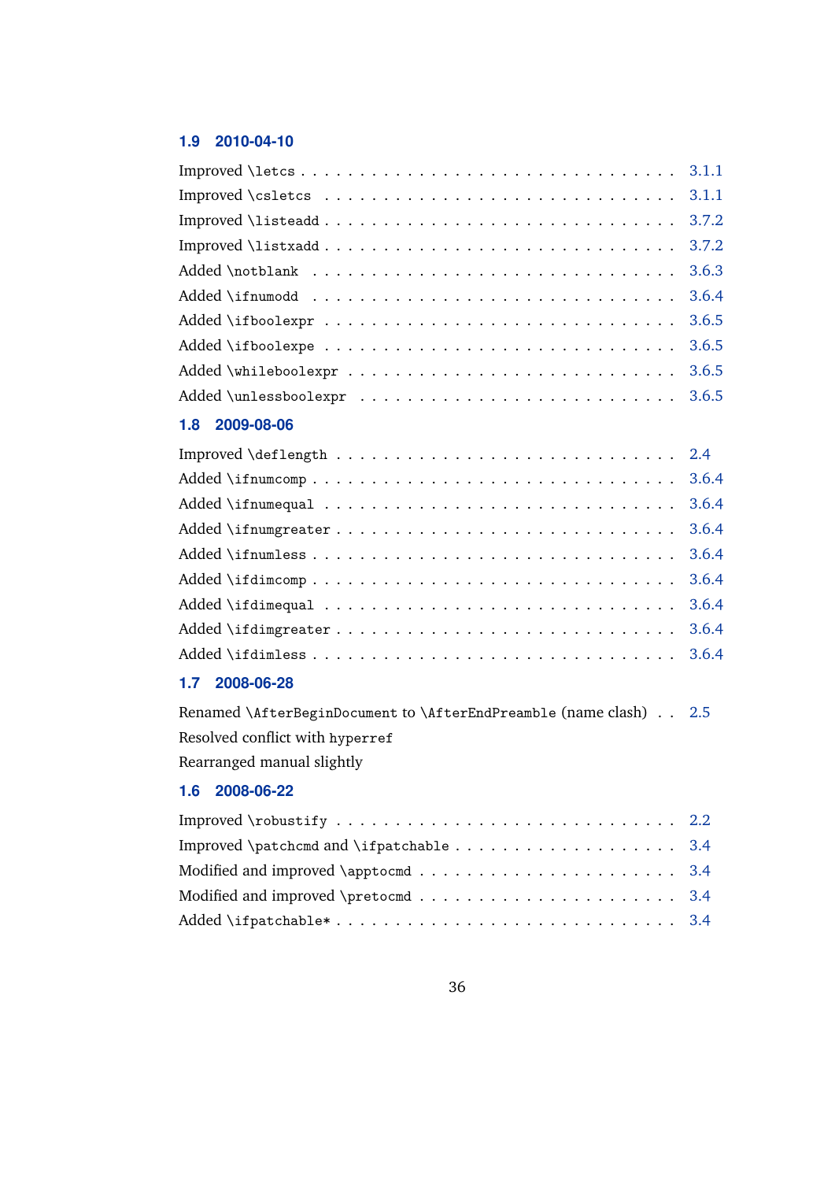## 1.9 2010-04-10

Improved `\letcs` . . . . . . . . . . . . . . . . . . . . . . . . . . . . 3.1.1
Improved `\csletcs` . . . . . . . . . . . . . . . . . . . . . . . . . . . 3.1.1
Improved `\listeadd` . . . . . . . . . . . . . . . . . . . . . . . . . . 3.7.2
Improved `\listxadd` . . . . . . . . . . . . . . . . . . . . . . . . . . 3.7.2
Added `\notblank` . . . . . . . . . . . . . . . . . . . . . . . . . . . 3.6.3
Added `\ifnumodd` . . . . . . . . . . . . . . . . . . . . . . . . . . . 3.6.4
Added `\ifboolexpr` . . . . . . . . . . . . . . . . . . . . . . . . . . 3.6.5
Added `\ifboolexpe` . . . . . . . . . . . . . . . . . . . . . . . . . . 3.6.5
Added `\whileboolexpr` . . . . . . . . . . . . . . . . . . . . . . . . 3.6.5
Added `\unlessboolexpr` . . . . . . . . . . . . . . . . . . . . . . . 3.6.5

## 1.8 2009-08-06

Improved `\deflength` . . . . . . . . . . . . . . . . . . . . . . . . . 2.4
Added `\ifnumcomp` . . . . . . . . . . . . . . . . . . . . . . . . . . 3.6.4
Added `\ifnumequal` . . . . . . . . . . . . . . . . . . . . . . . . . . 3.6.4
Added `\ifnumgreater` . . . . . . . . . . . . . . . . . . . . . . . . . 3.6.4
Added `\ifnumless` . . . . . . . . . . . . . . . . . . . . . . . . . . . 3.6.4
Added `\ifdimcomp` . . . . . . . . . . . . . . . . . . . . . . . . . . 3.6.4
Added `\ifdimequal` . . . . . . . . . . . . . . . . . . . . . . . . . . 3.6.4
Added `\ifdimgreater` . . . . . . . . . . . . . . . . . . . . . . . . . 3.6.4
Added `\ifdimless` . . . . . . . . . . . . . . . . . . . . . . . . . . . 3.6.4

## 1.7 2008-06-28

Renamed `\AfterBeginDocument` to `\AfterEndPreamble` (name clash) . . 2.5
Resolved conflict with `hyperref`
Rearranged manual slightly

## 1.6 2008-06-22

Improved `\robustify` . . . . . . . . . . . . . . . . . . . . . . . . . 2.2
Improved `\patchcmd` and `\ifpatchable` . . . . . . . . . . . . . . . . . 3.4
Modified and improved `\apptocmd` . . . . . . . . . . . . . . . . . . . 3.4
Modified and improved `\pretocmd` . . . . . . . . . . . . . . . . . . . 3.4
Added `\ifpatchable*` . . . . . . . . . . . . . . . . . . . . . . . . . 3.4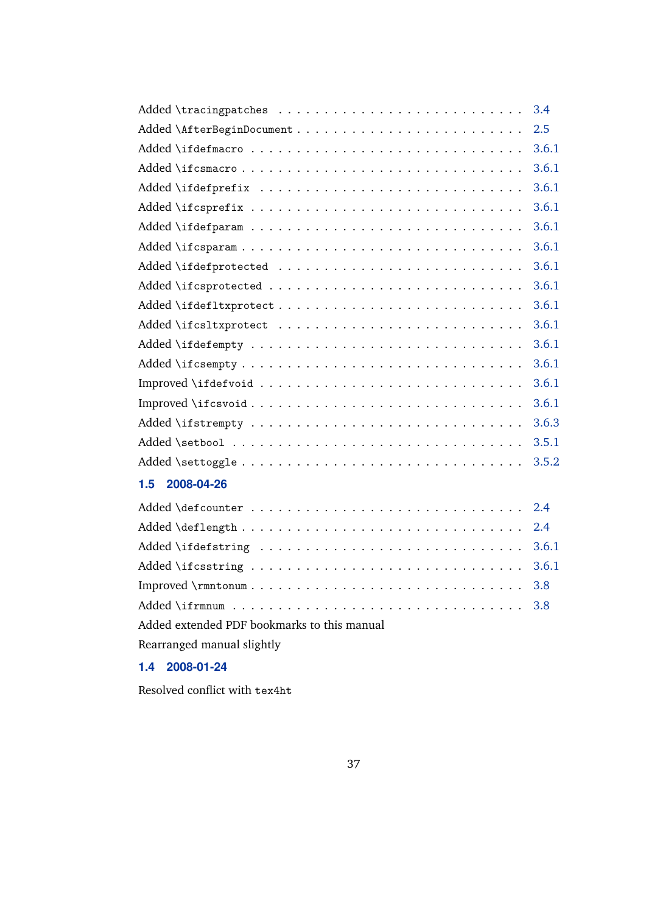Added `\tracingpatches` . . . 3.4
Added `\AfterBeginDocument` . . . 2.5
Added `\ifdefmacro` . . . 3.6.1
Added `\ifcsmacro` . . . 3.6.1
Added `\ifdefprefix` . . . 3.6.1
Added `\ifcsprefix` . . . 3.6.1
Added `\ifdefparam` . . . 3.6.1
Added `\ifcsparam` . . . 3.6.1
Added `\ifdefprotected` . . . 3.6.1
Added `\ifcsprotected` . . . 3.6.1
Added `\ifdefltxprotect` . . . 3.6.1
Added `\ifcsltxprotect` . . . 3.6.1
Added `\ifdefempty` . . . 3.6.1
Added `\ifcsempty` . . . 3.6.1
Improved `\ifdefvoid` . . . 3.6.1
Improved `\ifcsvoid` . . . 3.6.1
Added `\ifstrempty` . . . 3.6.3
Added `\setbool` . . . 3.5.1
Added `\settoggle` . . . 3.5.2

### 1.5 2008-04-26

Added `\defcounter` . . . 2.4
Added `\deflength` . . . 2.4
Added `\ifdefstring` . . . 3.6.1
Added `\ifcsstring` . . . 3.6.1
Improved `\rmntonum` . . . 3.8
Added `\ifrmnum` . . . 3.8
Added extended PDF bookmarks to this manual
Rearranged manual slightly

### 1.4 2008-01-24

Resolved conflict with `tex4ht`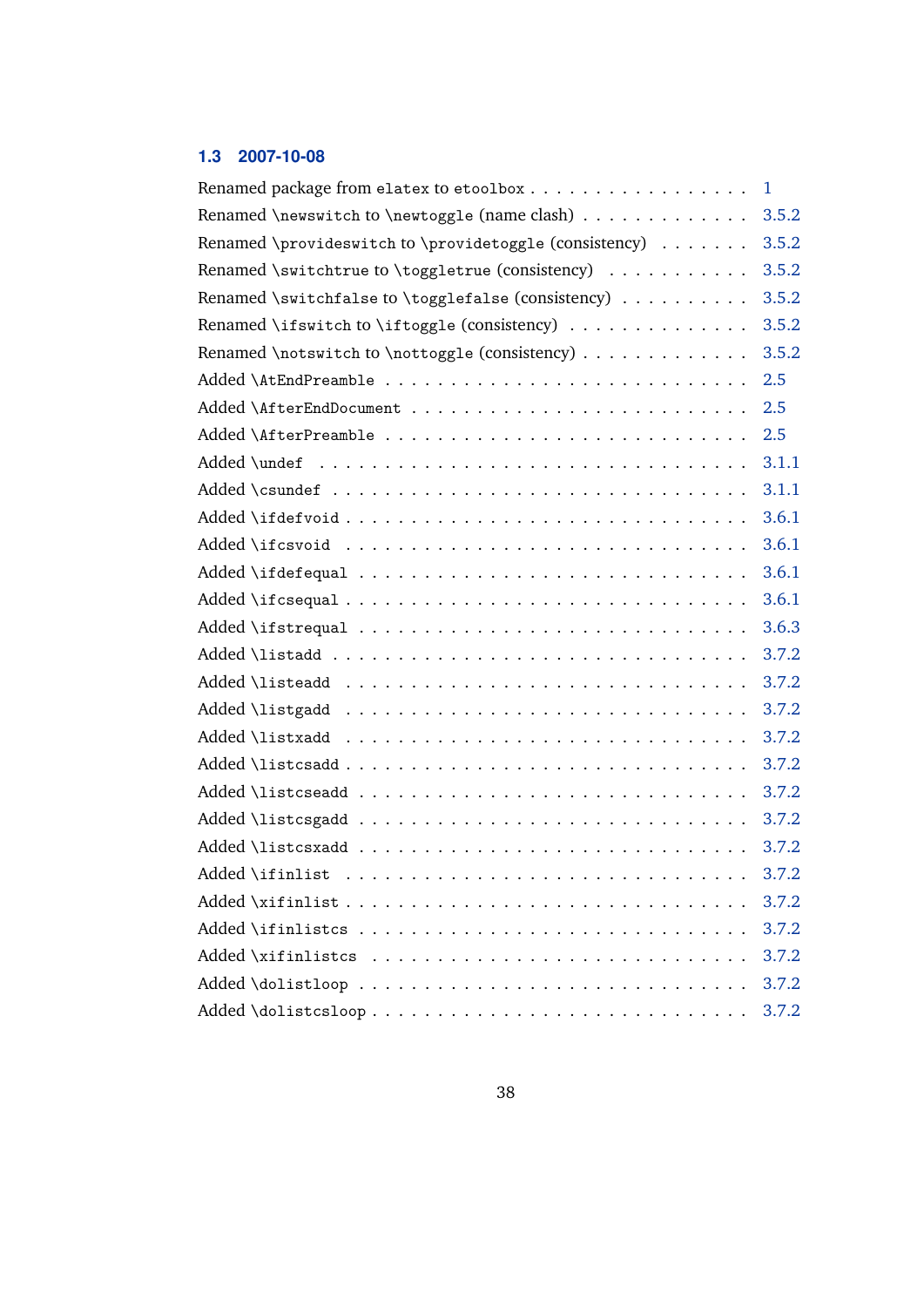## 1.3 2007-10-08

Renamed package from `elatex` to `etoolbox` . . . . . . . . . . . . . . . . . 1
Renamed `\newswitch` to `\newtoggle` (name clash) . . . . . . . . . . . . . 3.5.2
Renamed `\provideswitch` to `\providetoggle` (consistency) . . . . . . . 3.5.2
Renamed `\switchtrue` to `\toggletrue` (consistency) . . . . . . . . . . . 3.5.2
Renamed `\switchfalse` to `\togglefalse` (consistency) . . . . . . . . . . 3.5.2
Renamed `\ifswitch` to `\iftoggle` (consistency) . . . . . . . . . . . . . . 3.5.2
Renamed `\notswitch` to `\nottoggle` (consistency) . . . . . . . . . . . . 3.5.2
Added `\AtEndPreamble` . . . . . . . . . . . . . . . . . . . . . . . . . . 2.5
Added `\AfterEndDocument` . . . . . . . . . . . . . . . . . . . . . . . . 2.5
Added `\AfterPreamble` . . . . . . . . . . . . . . . . . . . . . . . . . . 2.5
Added `\undef` . . . . . . . . . . . . . . . . . . . . . . . . . . . . . . 3.1.1
Added `\csundef` . . . . . . . . . . . . . . . . . . . . . . . . . . . . . 3.1.1
Added `\ifdefvoid` . . . . . . . . . . . . . . . . . . . . . . . . . . . . 3.6.1
Added `\ifcsvoid` . . . . . . . . . . . . . . . . . . . . . . . . . . . . . 3.6.1
Added `\ifdefequal` . . . . . . . . . . . . . . . . . . . . . . . . . . . . 3.6.1
Added `\ifcsequal` . . . . . . . . . . . . . . . . . . . . . . . . . . . . 3.6.1
Added `\ifstrequal` . . . . . . . . . . . . . . . . . . . . . . . . . . . . 3.6.3
Added `\listadd` . . . . . . . . . . . . . . . . . . . . . . . . . . . . . 3.7.2
Added `\listeadd` . . . . . . . . . . . . . . . . . . . . . . . . . . . . 3.7.2
Added `\listgadd` . . . . . . . . . . . . . . . . . . . . . . . . . . . . 3.7.2
Added `\listxadd` . . . . . . . . . . . . . . . . . . . . . . . . . . . . 3.7.2
Added `\listcsadd` . . . . . . . . . . . . . . . . . . . . . . . . . . . . 3.7.2
Added `\listcseadd` . . . . . . . . . . . . . . . . . . . . . . . . . . . 3.7.2
Added `\listcsgadd` . . . . . . . . . . . . . . . . . . . . . . . . . . . 3.7.2
Added `\listcsxadd` . . . . . . . . . . . . . . . . . . . . . . . . . . . 3.7.2
Added `\ifinlist` . . . . . . . . . . . . . . . . . . . . . . . . . . . . 3.7.2
Added `\xifinlist` . . . . . . . . . . . . . . . . . . . . . . . . . . . . 3.7.2
Added `\ifinlistcs` . . . . . . . . . . . . . . . . . . . . . . . . . . . 3.7.2
Added `\xifinlistcs` . . . . . . . . . . . . . . . . . . . . . . . . . . . 3.7.2
Added `\dolistloop` . . . . . . . . . . . . . . . . . . . . . . . . . . . 3.7.2
Added `\dolistcsloop` . . . . . . . . . . . . . . . . . . . . . . . . . . 3.7.2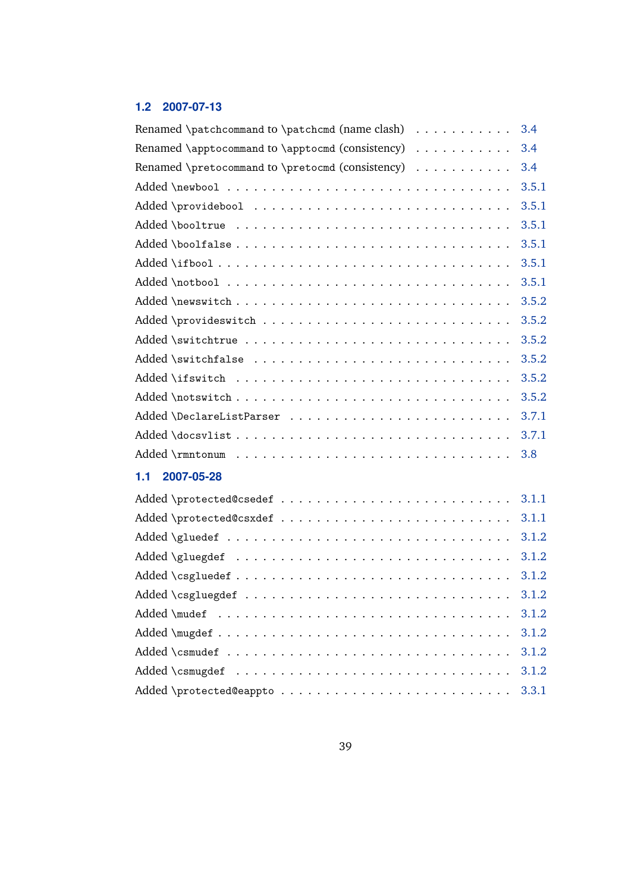## 1.2 2007-07-13

Renamed \patchcommand to \patchcmd (name clash) . . . . . . . . . . . 3.4
Renamed \apptocommand to \apptocmd (consistency) . . . . . . . . . . . 3.4
Renamed \pretocommand to \pretocmd (consistency) . . . . . . . . . . . 3.4
Added \newbool . . . . . . . . . . . . . . . . . . . . . . . . . . . . 3.5.1
Added \providebool . . . . . . . . . . . . . . . . . . . . . . . . . . 3.5.1
Added \booltrue . . . . . . . . . . . . . . . . . . . . . . . . . . . . 3.5.1
Added \boolfalse . . . . . . . . . . . . . . . . . . . . . . . . . . . 3.5.1
Added \ifbool . . . . . . . . . . . . . . . . . . . . . . . . . . . . . 3.5.1
Added \notbool . . . . . . . . . . . . . . . . . . . . . . . . . . . . 3.5.1
Added \newswitch . . . . . . . . . . . . . . . . . . . . . . . . . . . 3.5.2
Added \provideswitch . . . . . . . . . . . . . . . . . . . . . . . . . 3.5.2
Added \switchtrue . . . . . . . . . . . . . . . . . . . . . . . . . . . 3.5.2
Added \switchfalse . . . . . . . . . . . . . . . . . . . . . . . . . . 3.5.2
Added \ifswitch . . . . . . . . . . . . . . . . . . . . . . . . . . . . 3.5.2
Added \notswitch . . . . . . . . . . . . . . . . . . . . . . . . . . . 3.5.2
Added \DeclareListParser . . . . . . . . . . . . . . . . . . . . . . . 3.7.1
Added \docsvlist . . . . . . . . . . . . . . . . . . . . . . . . . . . 3.7.1
Added \rmntonum . . . . . . . . . . . . . . . . . . . . . . . . . . . . 3.8

## 1.1 2007-05-28

Added \protected@csedef . . . . . . . . . . . . . . . . . . . . . . . . 3.1.1
Added \protected@csxdef . . . . . . . . . . . . . . . . . . . . . . . . 3.1.1
Added \gluedef . . . . . . . . . . . . . . . . . . . . . . . . . . . . . 3.1.2
Added \gluegdef . . . . . . . . . . . . . . . . . . . . . . . . . . . . 3.1.2
Added \csgluedef . . . . . . . . . . . . . . . . . . . . . . . . . . . . 3.1.2
Added \csgluegdef . . . . . . . . . . . . . . . . . . . . . . . . . . . 3.1.2
Added \mudef . . . . . . . . . . . . . . . . . . . . . . . . . . . . . . 3.1.2
Added \mugdef . . . . . . . . . . . . . . . . . . . . . . . . . . . . . 3.1.2
Added \csmudef . . . . . . . . . . . . . . . . . . . . . . . . . . . . . 3.1.2
Added \csmugdef . . . . . . . . . . . . . . . . . . . . . . . . . . . . 3.1.2
Added \protected@eappto . . . . . . . . . . . . . . . . . . . . . . . . 3.3.1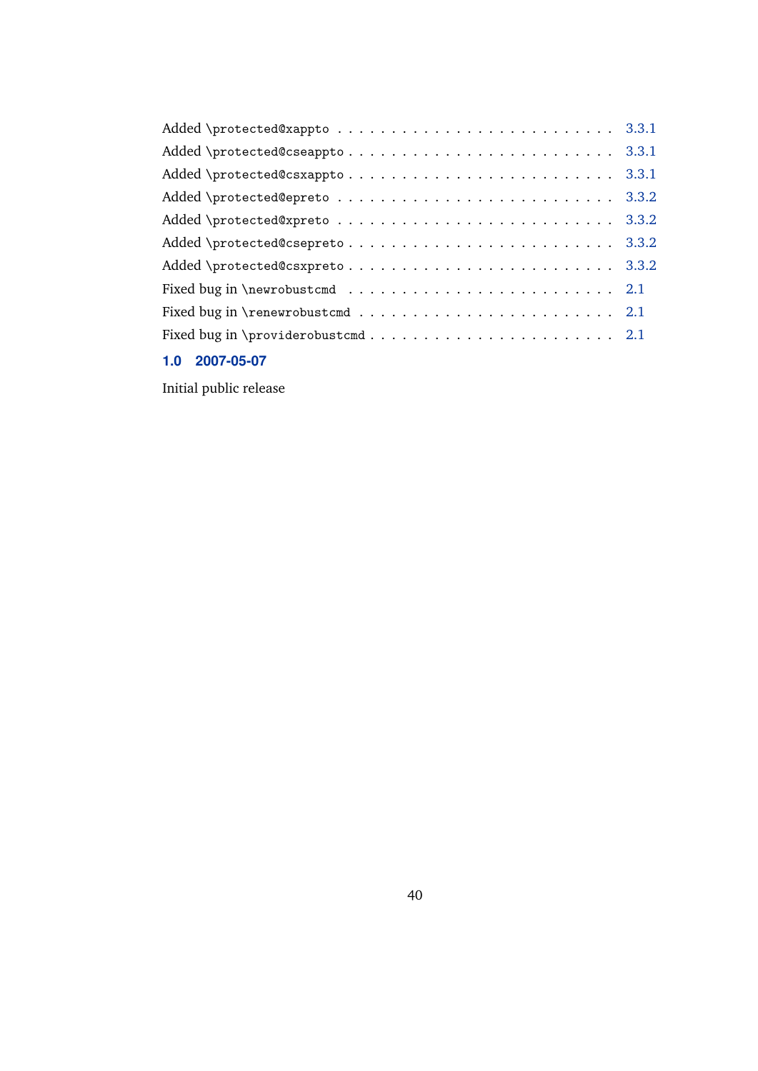Added `\protected@xappto` . . . . . . . . . . . . . . . . . . . . . . . . 3.3.1

Added `\protected@cseappto` . . . . . . . . . . . . . . . . . . . . . . . 3.3.1

Added `\protected@csxappto` . . . . . . . . . . . . . . . . . . . . . . . 3.3.1

Added `\protected@epreto` . . . . . . . . . . . . . . . . . . . . . . . . 3.3.2

Added `\protected@xpreto` . . . . . . . . . . . . . . . . . . . . . . . . 3.3.2

Added `\protected@csepreto` . . . . . . . . . . . . . . . . . . . . . . . 3.3.2

Added `\protected@csxpreto` . . . . . . . . . . . . . . . . . . . . . . . 3.3.2

Fixed bug in `\newrobustcmd` . . . . . . . . . . . . . . . . . . . . . . 2.1

Fixed bug in `\renewrobustcmd` . . . . . . . . . . . . . . . . . . . . . 2.1

Fixed bug in `\providerobustcmd` . . . . . . . . . . . . . . . . . . . . 2.1

### 1.0 2007-05-07

Initial public release